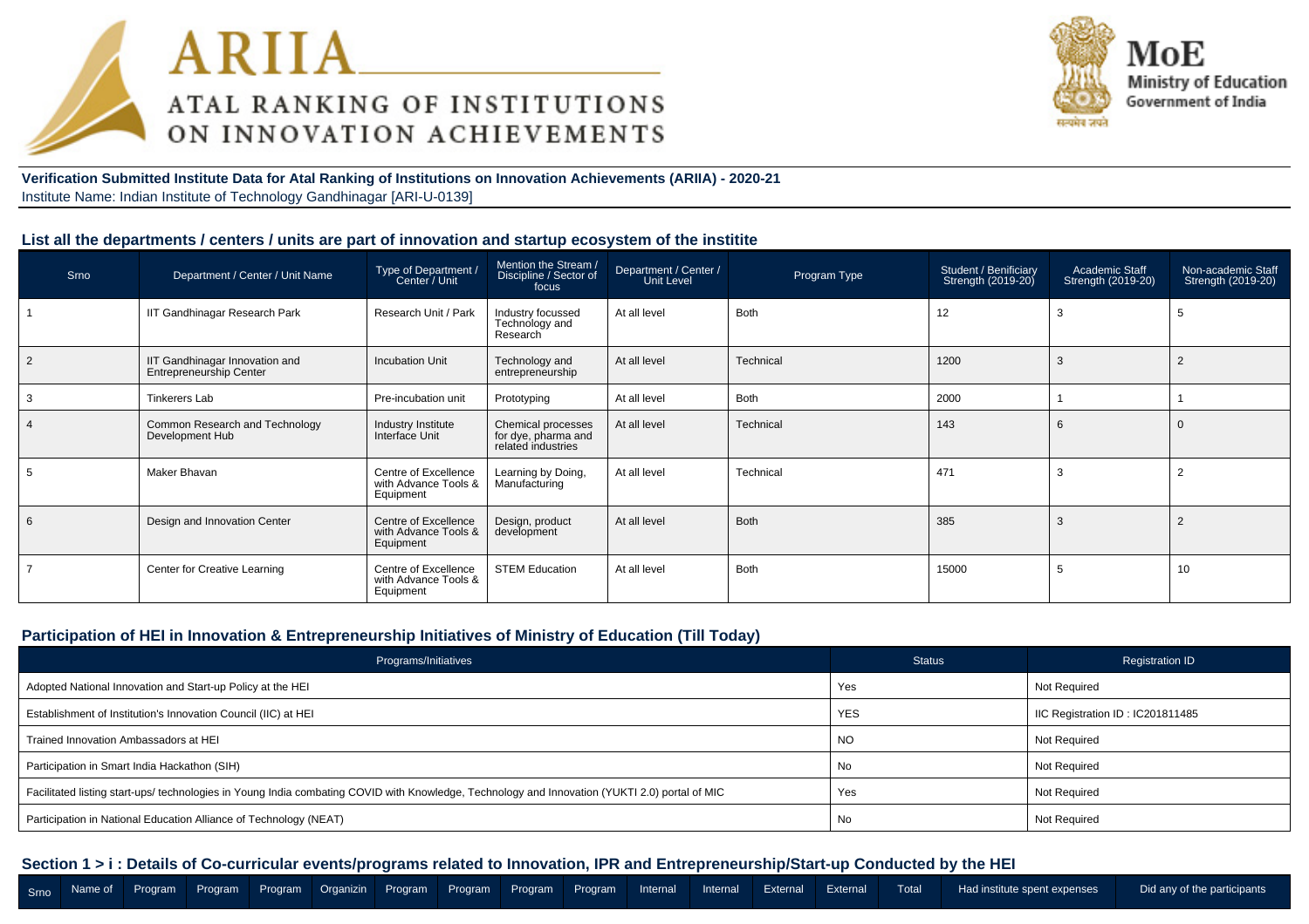# ARIIA
## ATAL RANKING OF INSTITUTIONS ON INNOVATION ACHIEVEMENTS

**MoE**
Ministry of Education
Government of India

**Verification Submitted Institute Data for Atal Ranking of Institutions on Innovation Achievements (ARIIA) - 2020-21**
Institute Name: Indian Institute of Technology Gandhinagar [ARI-U-0139]

### List all the departments / centers / units are part of innovation and startup ecosystem of the institite

| Srno | Department / Center / Unit Name | Type of Department / Center / Unit | Mention the Stream / Discipline / Sector of focus | Department / Center / Unit Level | Program Type | Student / Benificiary Strength (2019-20) | Academic Staff Strength (2019-20) | Non-academic Staff Strength (2019-20) |
|---|---|---|---|---|---|---|---|---|
| 1 | IIT Gandhinagar Research Park | Research Unit / Park | Industry focussed Technology and Research | At all level | Both | 12 | 3 | 5 |
| 2 | IIT Gandhinagar Innovation and Entrepreneurship Center | Incubation Unit | Technology and entrepreneurship | At all level | Technical | 1200 | 3 | 2 |
| 3 | Tinkerers Lab | Pre-incubation unit | Prototyping | At all level | Both | 2000 | 1 | 1 |
| 4 | Common Research and Technology Development Hub | Industry Institute Interface Unit | Chemical processes for dye, pharma and related industries | At all level | Technical | 143 | 6 | 0 |
| 5 | Maker Bhavan | Centre of Excellence with Advance Tools & Equipment | Learning by Doing, Manufacturing | At all level | Technical | 471 | 3 | 2 |
| 6 | Design and Innovation Center | Centre of Excellence with Advance Tools & Equipment | Design, product development | At all level | Both | 385 | 3 | 2 |
| 7 | Center for Creative Learning | Centre of Excellence with Advance Tools & Equipment | STEM Education | At all level | Both | 15000 | 5 | 10 |

### Participation of HEI in Innovation & Entrepreneurship Initiatives of Ministry of Education (Till Today)

| Programs/Initiatives | Status | Registration ID |
|---|---|---|
| Adopted National Innovation and Start-up Policy at the HEI | Yes | Not Required |
| Establishment of Institution's Innovation Council (IIC) at HEI | YES | IIC Registration ID : IC201811485 |
| Trained Innovation Ambassadors at HEI | NO | Not Required |
| Participation in Smart India Hackathon (SIH) | No | Not Required |
| Facilitated listing start-ups/ technologies in Young India combating COVID with Knowledge, Technology and Innovation (YUKTI 2.0) portal of MIC | Yes | Not Required |
| Participation in National Education Alliance of Technology (NEAT) | No | Not Required |

### Section 1 > i : Details of Co-curricular events/programs related to Innovation, IPR and Entrepreneurship/Start-up Conducted by the HEI

| Srno | Name of | Program | Program | Program | Organizin | Program | Program | Program | Program | Internal | Internal | External | External | Total | Had institute spent expenses | Did any of the participants |
|---|---|---|---|---|---|---|---|---|---|---|---|---|---|---|---|---|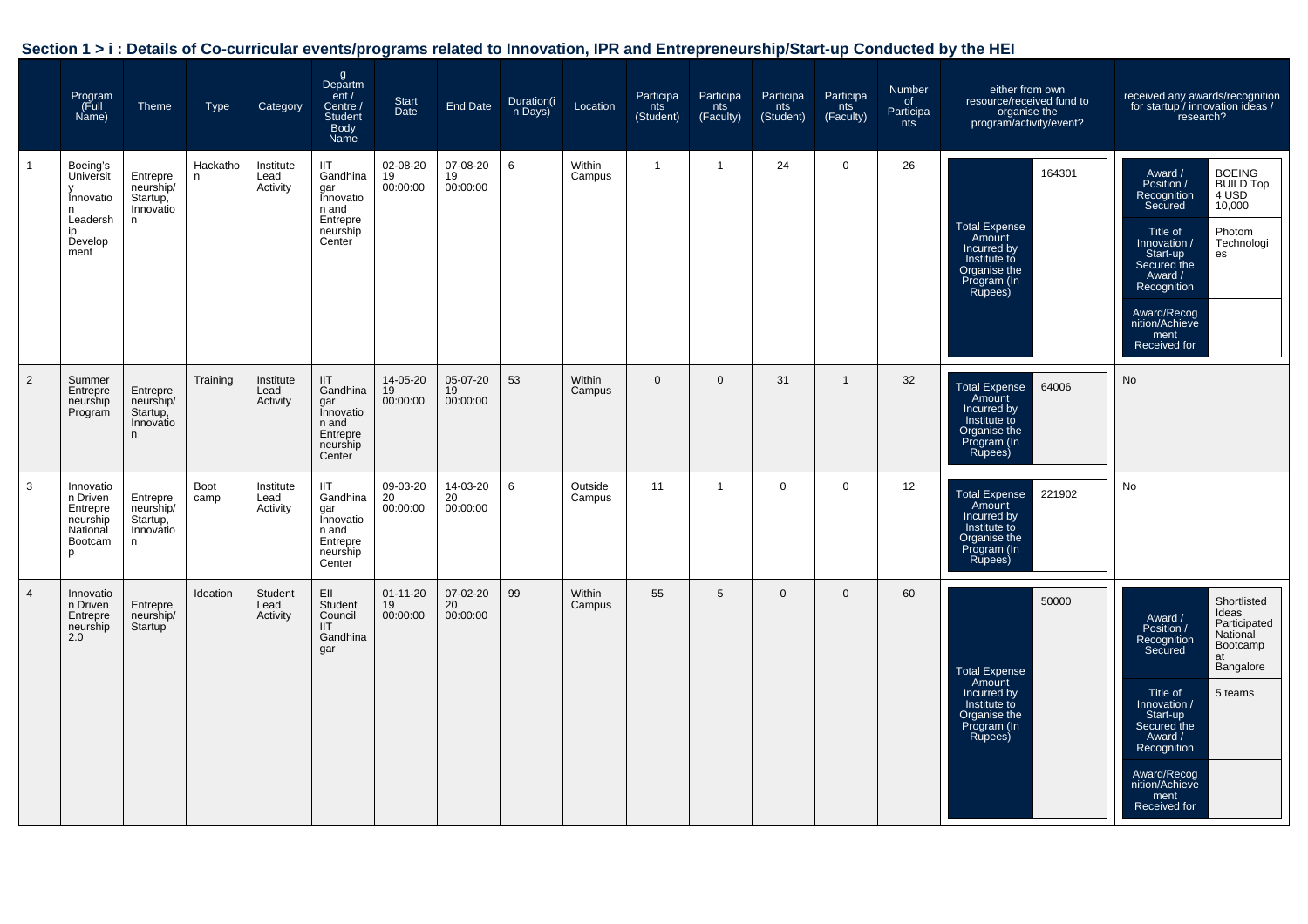## Section 1 > i : Details of Co-curricular events/programs related to Innovation, IPR and Entrepreneurship/Start-up Conducted by the HEI

| | Program (Full Name) | Theme | Type | Category | g Department / Centre / Student Body Name | Start Date | End Date | Duration(in Days) | Location | Participants (Student) | Participants (Faculty) | Participants (Student) | Participants (Faculty) | Number of Participants | either from own resource/received fund to organise the program/activity/event? | received any awards/recognition for startup / innovation ideas / research? |
|---|---|---|---|---|---|---|---|---|---|---|---|---|---|---|---|---|
| 1 | Boeing's University Innovation Leadership Development | Entrepreneurship/ Startup, Innovation | Hackathon | Institute Lead Activity | IIT Gandhinagar Innovation and Entrepreneurship Center | 02-08-2019 00:00:00 | 07-08-2019 00:00:00 | 6 | Within Campus | 1 | 1 | 24 | 0 | 26 | Total Expense Amount Incurred by Institute to Organise the Program (In Rupees): 164301 | Award / Position / Recognition Secured: BOEING BUILD Top 4 USD 10,000; Title of Innovation / Start-up Secured the Award / Recognition: Photom Technologies; Award/Recognition/Achievement Received for: |
| 2 | Summer Entrepreneurship Program | Entrepreneurship/ Startup, Innovation | Training | Institute Lead Activity | IIT Gandhinagar Innovation and Entrepreneurship Center | 14-05-2019 00:00:00 | 05-07-2019 00:00:00 | 53 | Within Campus | 0 | 0 | 31 | 1 | 32 | Total Expense Amount Incurred by Institute to Organise the Program (In Rupees): 64006 | No |
| 3 | Innovation Driven Entrepreneurship National Bootcamp | Entrepreneurship/ Startup, Innovation | Boot camp | Institute Lead Activity | IIT Gandhinagar Innovation and Entrepreneurship Center | 09-03-2020 00:00:00 | 14-03-2020 00:00:00 | 6 | Outside Campus | 11 | 1 | 0 | 0 | 12 | Total Expense Amount Incurred by Institute to Organise the Program (In Rupees): 221902 | No |
| 4 | Innovation Driven Entrepreneurship 2.0 | Entrepreneurship/ Startup | Ideation | Student Lead Activity | EII Student Council IIT Gandhinagar | 01-11-2019 00:00:00 | 07-02-2020 00:00:00 | 99 | Within Campus | 55 | 5 | 0 | 0 | 60 | Total Expense Amount Incurred by Institute to Organise the Program (In Rupees): 50000 | Award / Position / Recognition Secured: Shortlisted Ideas Participated National Bootcamp at Bangalore; Title of Innovation / Start-up Secured the Award / Recognition: 5 teams; Award/Recognition/Achievement Received for: |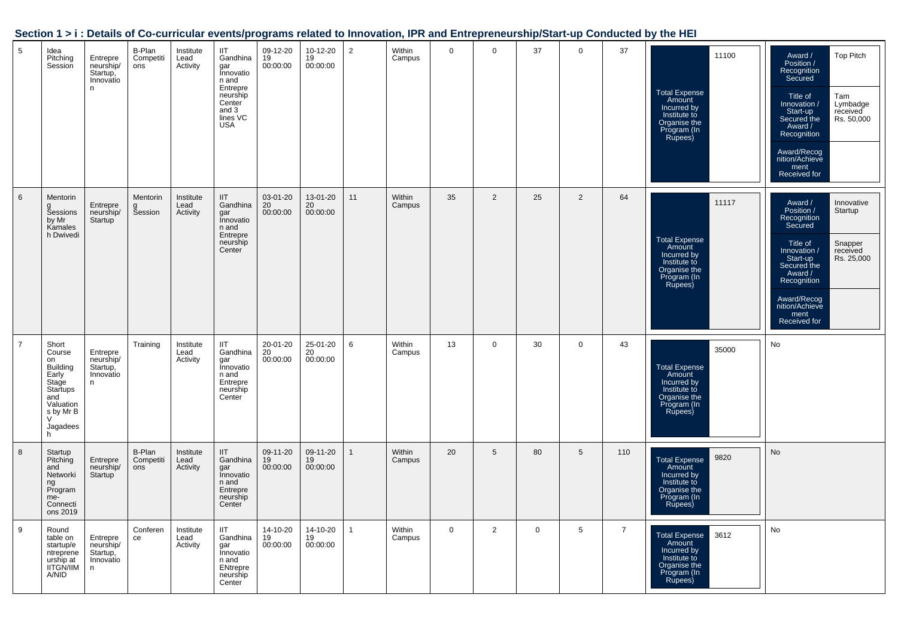## Section 1 > i : Details of Co-curricular events/programs related to Innovation, IPR and Entrepreneurship/Start-up Conducted by the HEI

| | | | | | | | | | | | | | | | | |
|---|---|---|---|---|---|---|---|---|---|---|---|---|---|---|---|---|
| 5 | Idea Pitching Session | Entrepreneurship/ Startup, Innovation | B-Plan Competitions | Institute Lead Activity | IIT Gandhinagar Innovation and Entrepreneurship Center and 3 lines VC USA | 09-12-2019 00:00:00 | 10-12-2019 00:00:00 | 2 | Within Campus | 0 | 0 | 37 | 0 | 37 | Total Expense Amount Incurred by Institute to Organise the Program (In Rupees): 11100 | Award / Position / Recognition Secured: Top Pitch; Title of Innovation / Start-up Secured the Award / Recognition: Tam Lymbadge received Rs. 50,000; Award/Recognition/Achievement Received for: |
| 6 | Mentoring Sessions by Mr Kamalesh Dwivedi | Entrepreneurship/ Startup | Mentoring Session | Institute Lead Activity | IIT Gandhinagar Innovation and Entrepreneurship Center | 03-01-2020 00:00:00 | 13-01-2020 00:00:00 | 11 | Within Campus | 35 | 2 | 25 | 2 | 64 | Total Expense Amount Incurred by Institute to Organise the Program (In Rupees): 11117 | Award / Position / Recognition Secured: Innovative Startup; Title of Innovation / Start-up Secured the Award / Recognition: Snapper received Rs. 25,000; Award/Recognition/Achievement Received for: |
| 7 | Short Course on Building Early Stage Startups and Valuations by Mr B V Jagadeesh | Entrepreneurship/ Startup, Innovation | Training | Institute Lead Activity | IIT Gandhinagar Innovation and Entrepreneurship Center | 20-01-2020 00:00:00 | 25-01-2020 00:00:00 | 6 | Within Campus | 13 | 0 | 30 | 0 | 43 | Total Expense Amount Incurred by Institute to Organise the Program (In Rupees): 35000 | No |
| 8 | Startup Pitching and Networking Program me- Connections 2019 | Entrepreneurship/ Startup | B-Plan Competitions | Institute Lead Activity | IIT Gandhinagar Innovation and Entrepreneurship Center | 09-11-2019 00:00:00 | 09-11-2019 00:00:00 | 1 | Within Campus | 20 | 5 | 80 | 5 | 110 | Total Expense Amount Incurred by Institute to Organise the Program (In Rupees): 9820 | No |
| 9 | Round table on startup/entrepreneurship at IITGN/IIMA/NID | Entrepreneurship/ Startup, Innovation | Conference | Institute Lead Activity | IIT Gandhinagar Innovation and ENtrepreneurship Center | 14-10-2019 00:00:00 | 14-10-2019 00:00:00 | 1 | Within Campus | 0 | 2 | 0 | 5 | 7 | Total Expense Amount Incurred by Institute to Organise the Program (In Rupees): 3612 | No |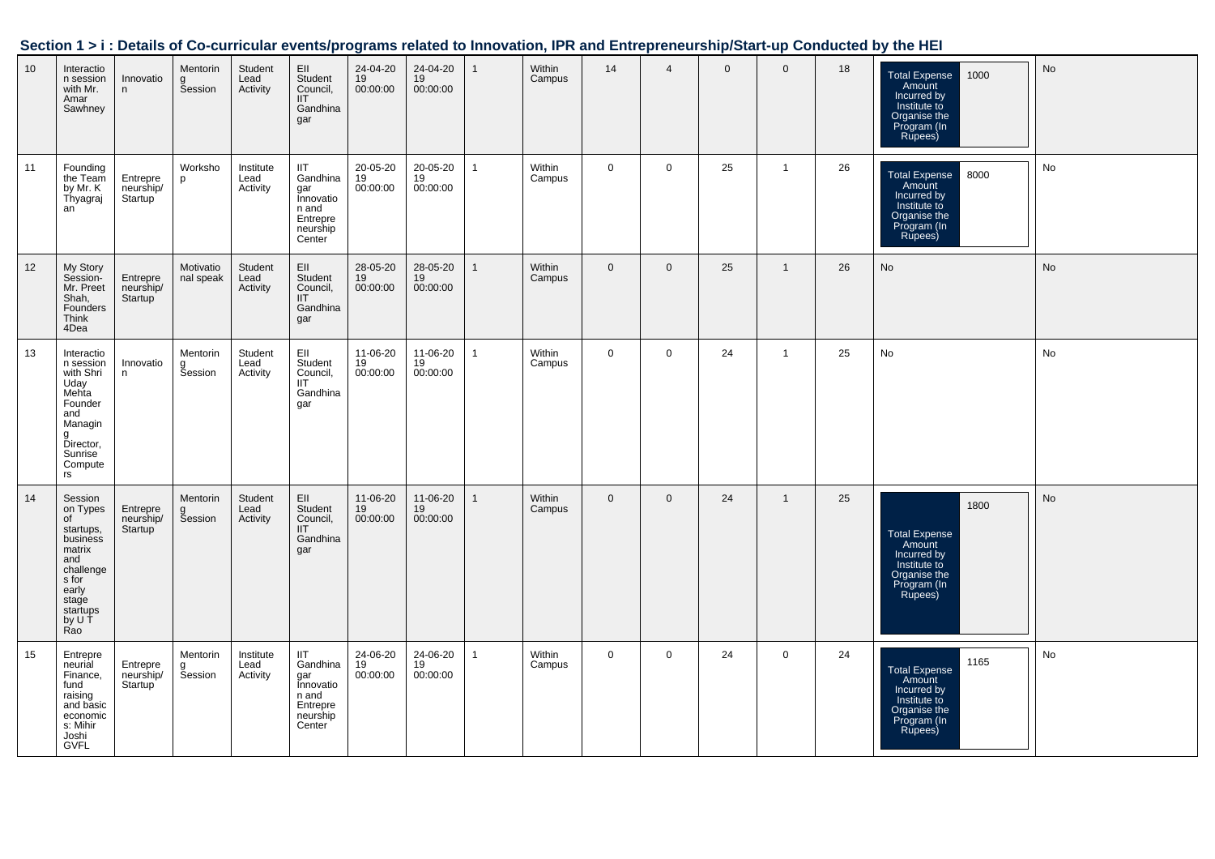## Section 1 > i : Details of Co-curricular events/programs related to Innovation, IPR and Entrepreneurship/Start-up Conducted by the HEI

| | | | | | | | | | | | | | | | | |
|---|---|---|---|---|---|---|---|---|---|---|---|---|---|---|---|---|
| 10 | Interaction session with Mr. Amar Sawhney | Innovation | Mentoring Session | Student Lead Activity | EII Student Council, IIT Gandhinagar | 24-04-2019 00:00:00 | 24-04-2019 00:00:00 | 1 | Within Campus | 14 | 4 | 0 | 0 | 18 | Total Expense Amount Incurred by Institute to Organise the Program (In Rupees): 1000 | No |
| 11 | Founding the Team by Mr. K Thyagrajan | Entrepreneurship/ Startup | Workshop | Institute Lead Activity | IIT Gandhinagar Innovation and Entrepreneurship Center | 20-05-2019 00:00:00 | 20-05-2019 00:00:00 | 1 | Within Campus | 0 | 0 | 25 | 1 | 26 | Total Expense Amount Incurred by Institute to Organise the Program (In Rupees): 8000 | No |
| 12 | My Story Session- Mr. Preet Shah, Founders Think 4Dea | Entrepreneurship/ Startup | Motivational speak | Student Lead Activity | EII Student Council, IIT Gandhinagar | 28-05-2019 00:00:00 | 28-05-2019 00:00:00 | 1 | Within Campus | 0 | 0 | 25 | 1 | 26 | No | No |
| 13 | Interaction session with Shri Uday Mehta Founder and Managing Director, Sunrise Computers | Innovation | Mentoring Session | Student Lead Activity | EII Student Council, IIT Gandhinagar | 11-06-2019 00:00:00 | 11-06-2019 00:00:00 | 1 | Within Campus | 0 | 0 | 24 | 1 | 25 | No | No |
| 14 | Session on Types of startups, business matrix and challenges for early stage startups by U T Rao | Entrepreneurship/ Startup | Mentoring Session | Student Lead Activity | EII Student Council, IIT Gandhinagar | 11-06-2019 00:00:00 | 11-06-2019 00:00:00 | 1 | Within Campus | 0 | 0 | 24 | 1 | 25 | Total Expense Amount Incurred by Institute to Organise the Program (In Rupees): 1800 | No |
| 15 | Entrepreneurial Finance, fund raising and basic economics: Mihir Joshi GVFL | Entrepreneurship/ Startup | Mentoring Session | Institute Lead Activity | IIT Gandhinagar Innovation and Entrepreneurship Center | 24-06-2019 00:00:00 | 24-06-2019 00:00:00 | 1 | Within Campus | 0 | 0 | 24 | 0 | 24 | Total Expense Amount Incurred by Institute to Organise the Program (In Rupees): 1165 | No |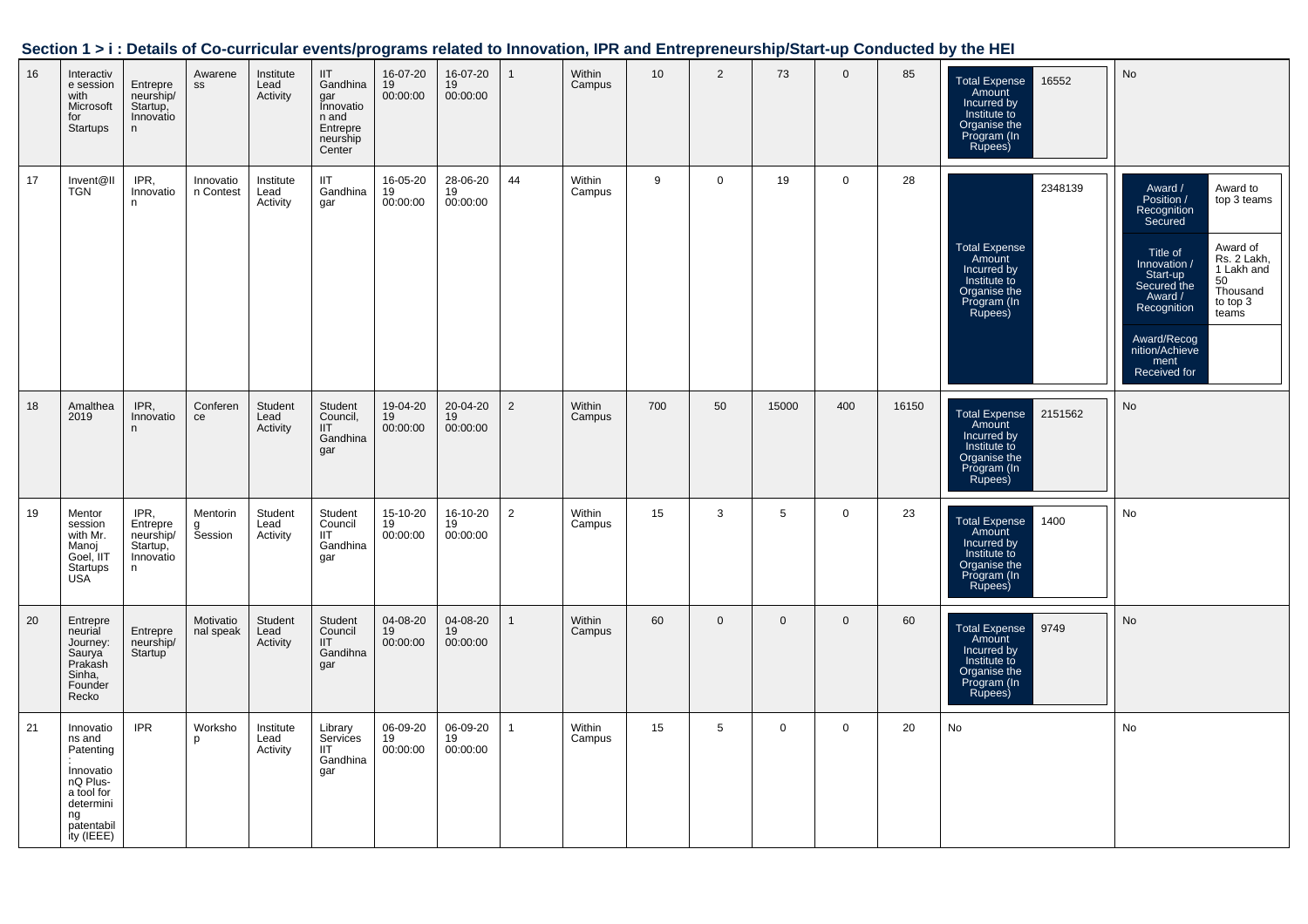## Section 1 > i : Details of Co-curricular events/programs related to Innovation, IPR and Entrepreneurship/Start-up Conducted by the HEI

| | | | | | | | | | | | | | | | | |
|---|---|---|---|---|---|---|---|---|---|---|---|---|---|---|---|---|
| 16 | Interactive session with Microsoft for Startups | Entrepreneurship/ Startup, Innovation | Awareness | Institute Lead Activity | IIT Gandhinagar Innovation and Entrepreneurship Center | 16-07-2019 00:00:00 | 16-07-2019 00:00:00 | 1 | Within Campus | 10 | 2 | 73 | 0 | 85 | Total Expense Amount Incurred by Institute to Organise the Program (In Rupees): 16552 | No |
| 17 | Invent@IITGN | IPR, Innovation | Innovation Contest | Institute Lead Activity | IIT Gandhinagar | 16-05-2019 00:00:00 | 28-06-2019 00:00:00 | 44 | Within Campus | 9 | 0 | 19 | 0 | 28 | Total Expense Amount Incurred by Institute to Organise the Program (In Rupees): 2348139 | Award / Position / Recognition Secured: Award to top 3 teams; Title of Innovation / Start-up Secured the Award / Recognition: Award of Rs. 2 Lakh, 1 Lakh and 50 Thousand to top 3 teams; Award/Recognition/Achievement Received for: |
| 18 | Amalthea 2019 | IPR, Innovation | Conference | Student Lead Activity | Student Council, IIT Gandhinagar | 19-04-2019 00:00:00 | 20-04-2019 00:00:00 | 2 | Within Campus | 700 | 50 | 15000 | 400 | 16150 | Total Expense Amount Incurred by Institute to Organise the Program (In Rupees): 2151562 | No |
| 19 | Mentor session with Mr. Manoj Goel, IIT Startups USA | IPR, Entrepreneurship/ Startup, Innovation | Mentoring Session | Student Lead Activity | Student Council IIT Gandhinagar | 15-10-2019 00:00:00 | 16-10-2019 00:00:00 | 2 | Within Campus | 15 | 3 | 5 | 0 | 23 | Total Expense Amount Incurred by Institute to Organise the Program (In Rupees): 1400 | No |
| 20 | Entrepreneurial Journey: Saurya Prakash Sinha, Founder Recko | Entrepreneurship/ Startup | Motivational speak | Student Lead Activity | Student Council IIT Gandihnagar | 04-08-2019 00:00:00 | 04-08-2019 00:00:00 | 1 | Within Campus | 60 | 0 | 0 | 0 | 60 | Total Expense Amount Incurred by Institute to Organise the Program (In Rupees): 9749 | No |
| 21 | Innovations and Patenting : InnovationQ Plus- a tool for determining patentability (IEEE) | IPR | Workshop | Institute Lead Activity | Library Services IIT Gandhinagar | 06-09-2019 00:00:00 | 06-09-2019 00:00:00 | 1 | Within Campus | 15 | 5 | 0 | 0 | 20 | No | No |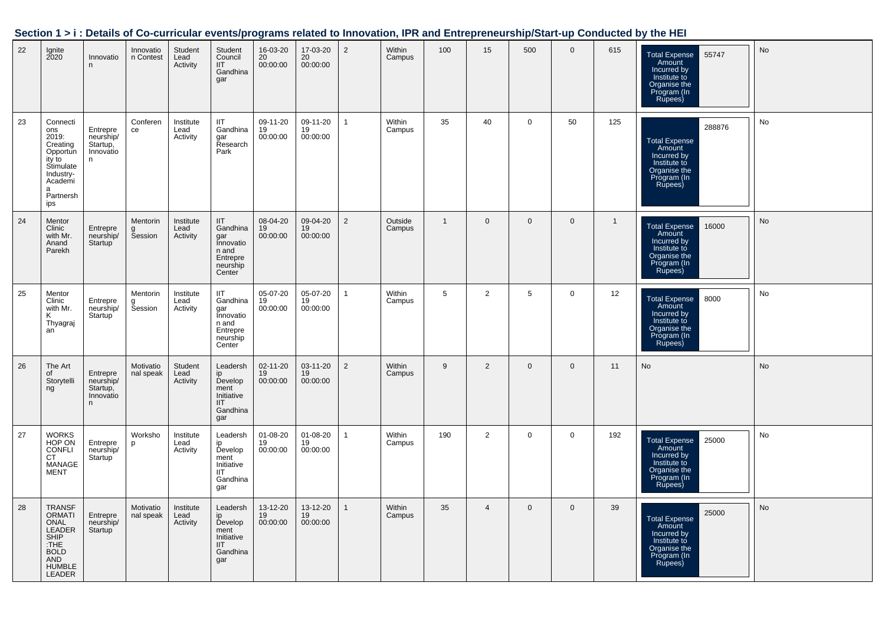## Section 1 > i : Details of Co-curricular events/programs related to Innovation, IPR and Entrepreneurship/Start-up Conducted by the HEI

| | | | | | | | | | | | | | | | | |
|---|---|---|---|---|---|---|---|---|---|---|---|---|---|---|---|---|
| 22 | Ignite 2020 | Innovation | Innovation Contest | Student Lead Activity | Student Council IIT Gandhinagar | 16-03-2020 00:00:00 | 17-03-2020 00:00:00 | 2 | Within Campus | 100 | 15 | 500 | 0 | 615 | Total Expense Amount Incurred by Institute to Organise the Program (In Rupees) 55747 | No |
| 23 | Connections 2019: Creating Opportunity to Stimulate Industry-Academia Partnerships | Entrepreneurship/ Startup, Innovation | Conference | Institute Lead Activity | IIT Gandhinagar Research Park | 09-11-2019 00:00:00 | 09-11-2019 00:00:00 | 1 | Within Campus | 35 | 40 | 0 | 50 | 125 | Total Expense Amount Incurred by Institute to Organise the Program (In Rupees) 288876 | No |
| 24 | Mentor Clinic with Mr. Anand Parekh | Entrepreneurship/ Startup | Mentoring Session | Institute Lead Activity | IIT Gandhinagar Innovation and Entrepreneurship Center | 08-04-2019 00:00:00 | 09-04-2019 00:00:00 | 2 | Outside Campus | 1 | 0 | 0 | 0 | 1 | Total Expense Amount Incurred by Institute to Organise the Program (In Rupees) 16000 | No |
| 25 | Mentor Clinic with Mr. K Thyagarajan | Entrepreneurship/ Startup | Mentoring Session | Institute Lead Activity | IIT Gandhinagar Innovation and Entrepreneurship Center | 05-07-2019 00:00:00 | 05-07-2019 00:00:00 | 1 | Within Campus | 5 | 2 | 5 | 0 | 12 | Total Expense Amount Incurred by Institute to Organise the Program (In Rupees) 8000 | No |
| 26 | The Art of Storytelling | Entrepreneurship/ Startup, Innovation | Motivational speak | Student Lead Activity | Leadership Development Initiative IIT Gandhinagar | 02-11-2019 00:00:00 | 03-11-2019 00:00:00 | 2 | Within Campus | 9 | 2 | 0 | 0 | 11 | No | No |
| 27 | WORKSHOP ON CONFLICT MANAGEMENT | Entrepreneurship/ Startup | Workshop | Institute Lead Activity | Leadership Development Initiative IIT Gandhinagar | 01-08-2019 00:00:00 | 01-08-2019 00:00:00 | 1 | Within Campus | 190 | 2 | 0 | 0 | 192 | Total Expense Amount Incurred by Institute to Organise the Program (In Rupees) 25000 | No |
| 28 | TRANSFORMATIONAL LEADERSHIP :THE BOLD AND HUMBLE LEADER | Entrepreneurship/ Startup | Motivational speak | Institute Lead Activity | Leadership Development Initiative IIT Gandhinagar | 13-12-2019 00:00:00 | 13-12-2019 00:00:00 | 1 | Within Campus | 35 | 4 | 0 | 0 | 39 | Total Expense Amount Incurred by Institute to Organise the Program (In Rupees) 25000 | No |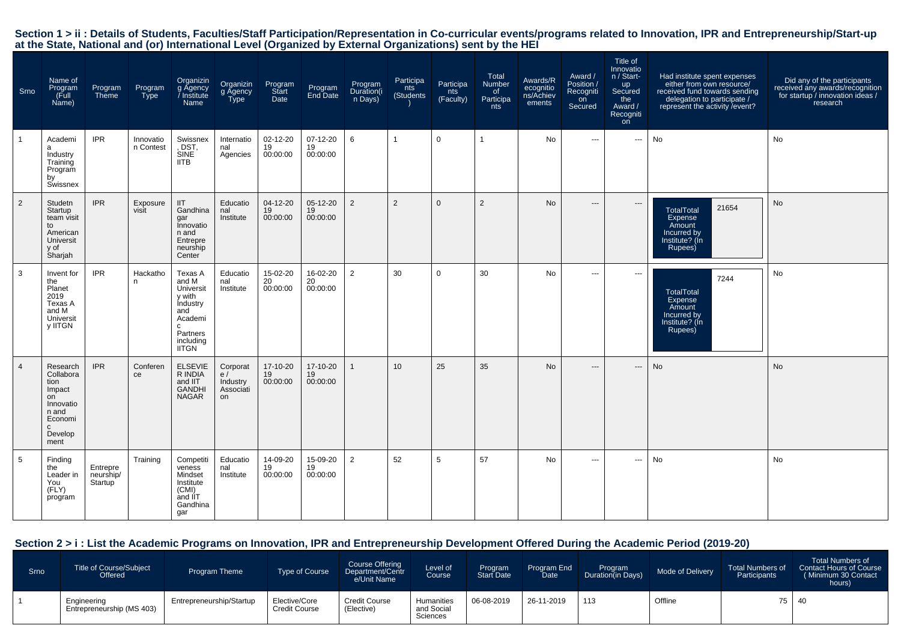### Section 1 > ii : Details of Students, Faculties/Staff Participation/Representation in Co-curricular events/programs related to Innovation, IPR and Entrepreneurship/Start-up at the State, National and (or) International Level (Organized by External Organizations) sent by the HEI

| Srno | Name of Program (Full Name) | Program Theme | Program Type | Organizing Agency / Institute Name | Organizing Agency Type | Program Start Date | Program End Date | Program Duration(in Days) | Participants (Students) | Participants (Faculty) | Total Number of Participants | Awards/Recognitions/Achievements | Award / Position / Recognition Secured | Title of Innovation / Start-up Secured the Award / Recognition | Had institute spent expenses either from own resource/ received fund towards sending delegation to participate / represent the activity /event? | Did any of the participants received any awards/recognition for startup / innovation ideas / research |
|---|---|---|---|---|---|---|---|---|---|---|---|---|---|---|---|---|
| 1 | Academia Industry Training Program by Swissnex | IPR | Innovation Contest | Swissnex, DST, SINE IITB | International Agencies | 02-12-2019 00:00:00 | 07-12-2019 00:00:00 | 6 | 1 | 0 | 1 | No | --- | --- | No | No |
| 2 | Studetn Startup team visit to American University of Sharjah | IPR | Exposure visit | IIT Gandhinagar Innovation and Entrepreneurship Center | Educational Institute | 04-12-2019 00:00:00 | 05-12-2019 00:00:00 | 2 | 2 | 0 | 2 | No | --- | --- | TotalTotal Expense Amount Incurred by Institute? (In Rupees): 21654 | No |
| 3 | Invent for the Planet 2019 Texas A and M University IITGN | IPR | Hackathon | Texas A and M University with Industry and Academic Partners including IITGN | Educational Institute | 15-02-2020 00:00:00 | 16-02-2020 00:00:00 | 2 | 30 | 0 | 30 | No | --- | --- | TotalTotal Expense Amount Incurred by Institute? (In Rupees): 7244 | No |
| 4 | Research Collaboration Impact on Innovation and Economic Development | IPR | Conference | ELSEVIER INDIA and IIT GANDHI NAGAR | Corporate / Industry Association | 17-10-2019 00:00:00 | 17-10-2019 00:00:00 | 1 | 10 | 25 | 35 | No | --- | --- | No | No |
| 5 | Finding the Leader in You (FLY) program | Entrepreneurship/ Startup | Training | Competitiveness Mindset Institute (CMI) and IIT Gandhinagar | Educational Institute | 14-09-2019 00:00:00 | 15-09-2019 00:00:00 | 2 | 52 | 5 | 57 | No | --- | --- | No | No |

### Section 2 > i : List the Academic Programs on Innovation, IPR and Entrepreneurship Development Offered During the Academic Period (2019-20)

| Srno | Title of Course/Subject Offered | Program Theme | Type of Course | Course Offering Department/Centre/Unit Name | Level of Course | Program Start Date | Program End Date | Program Duration(in Days) | Mode of Delivery | Total Numbers of Participants | Total Numbers of Contact Hours of Course ( Minimum 30 Contact hours) |
|---|---|---|---|---|---|---|---|---|---|---|---|
| 1 | Engineering Entrepreneurship (MS 403) | Entrepreneurship/Startup | Elective/Core Credit Course | Credit Course (Elective) | Humanities and Social Sciences | 06-08-2019 | 26-11-2019 | 113 | Offline | 75 | 40 |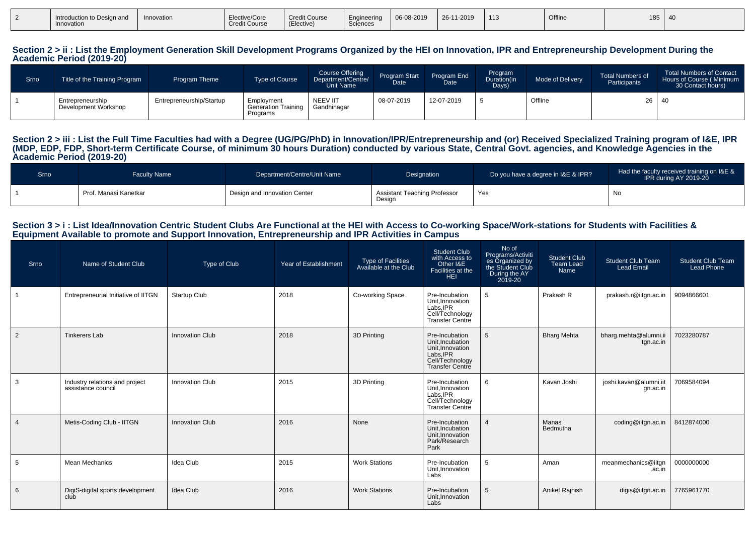| 2 | Introduction to Design and Innovation | Innovation | Elective/Core Credit Course | Credit Course (Elective) | Engineering Sciences | 06-08-2019 | 26-11-2019 | 113 | Offline | 185 | 40 |
|---|---|---|---|---|---|---|---|---|---|---|---|

## Section 2 > ii : List the Employment Generation Skill Development Programs Organized by the HEI on Innovation, IPR and Entrepreneurship Development During the Academic Period (2019-20)

| Srno | Title of the Training Program | Program Theme | Type of Course | Course Offering Department/Centre/ Unit Name | Program Start Date | Program End Date | Program Duration(in Days) | Mode of Delivery | Total Numbers of Participants | Total Numbers of Contact Hours of Course ( Minimum 30 Contact hours) |
|---|---|---|---|---|---|---|---|---|---|---|
| 1 | Entrepreneurship Development Workshop | Entrepreneurship/Startup | Employment Generation Training Programs | NEEV IIT Gandhinagar | 08-07-2019 | 12-07-2019 | 5 | Offline | 26 | 40 |

## Section 2 > iii : List the Full Time Faculties had with a Degree (UG/PG/PhD) in Innovation/IPR/Entrepreneurship and (or) Received Specialized Training program of I&E, IPR (MDP, EDP, FDP, Short-term Certificate Course, of minimum 30 hours Duration) conducted by various State, Central Govt. agencies, and Knowledge Agencies in the Academic Period (2019-20)

| Srno | Faculty Name | Department/Centre/Unit Name | Designation | Do you have a degree in I&E & IPR? | Had the faculty received training on I&E & IPR during AY 2019-20 |
|---|---|---|---|---|---|
| 1 | Prof. Manasi Kanetkar | Design and Innovation Center | Assistant Teaching Professor Design | Yes | No |

## Section 3 > i : List Idea/Innovation Centric Student Clubs Are Functional at the HEI with Access to Co-working Space/Work-stations for Students with Facilities & Equipment Available to promote and Support Innovation, Entrepreneurship and IPR Activities in Campus

| Srno | Name of Student Club | Type of Club | Year of Establishment | Type of Facilities Available at the Club | Student Club with Access to Other I&E Facilities at the HEI | No of Programs/Activities Organized by the Student Club During the AY 2019-20 | Student Club Team Lead Name | Student Club Team Lead Email | Student Club Team Lead Phone |
|---|---|---|---|---|---|---|---|---|---|
| 1 | Entrepreneurial Initiative of IITGN | Startup Club | 2018 | Co-working Space | Pre-Incubation Unit,Innovation Labs,IPR Cell/Technology Transfer Centre | 5 | Prakash R | prakash.r@iitgn.ac.in | 9094866601 |
| 2 | Tinkerers Lab | Innovation Club | 2018 | 3D Printing | Pre-Incubation Unit,Incubation Unit,Innovation Labs,IPR Cell/Technology Transfer Centre | 5 | Bharg Mehta | bharg.mehta@alumni.iitgn.ac.in | 7023280787 |
| 3 | Industry relations and project assistance council | Innovation Club | 2015 | 3D Printing | Pre-Incubation Unit,Innovation Labs,IPR Cell/Technology Transfer Centre | 6 | Kavan Joshi | joshi.kavan@alumni.iitgn.ac.in | 7069584094 |
| 4 | Metis-Coding Club - IITGN | Innovation Club | 2016 | None | Pre-Incubation Unit,Incubation Unit,Innovation Park/Research Park | 4 | Manas Bedmutha | coding@iitgn.ac.in | 8412874000 |
| 5 | Mean Mechanics | Idea Club | 2015 | Work Stations | Pre-Incubation Unit,Innovation Labs | 5 | Aman | meanmechanics@iitgn.ac.in | 0000000000 |
| 6 | DigiS-digital sports development club | Idea Club | 2016 | Work Stations | Pre-Incubation Unit,Innovation Labs | 5 | Aniket Rajnish | digis@iitgn.ac.in | 7765961770 |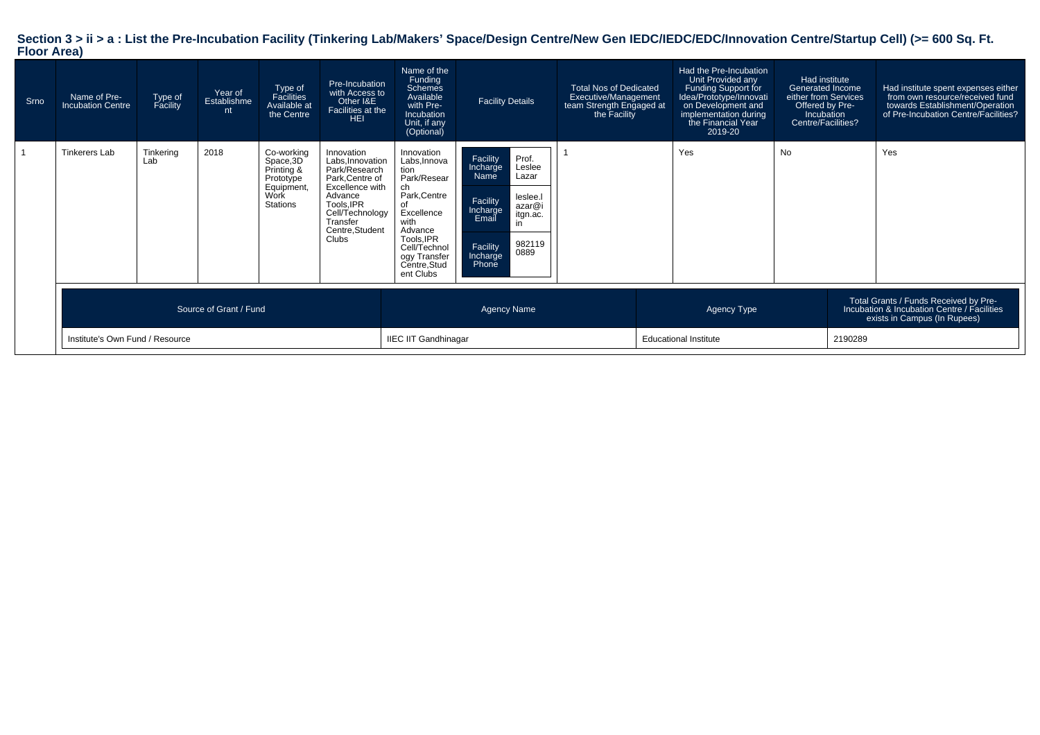## Section 3 > ii > a : List the Pre-Incubation Facility (Tinkering Lab/Makers' Space/Design Centre/New Gen IEDC/IEDC/EDC/Innovation Centre/Startup Cell) (>= 600 Sq. Ft. Floor Area)

| Srno | Name of Pre-Incubation Centre | Type of Facility | Year of Establishment | Type of Facilities Available at the Centre | Pre-Incubation with Access to Other I&E Facilities at the HEI | Name of the Funding Schemes Available with Pre-Incubation Unit, if any (Optional) | Facility Details | Total Nos of Dedicated Executive/Management team Strength Engaged at the Facility | Had the Pre-Incubation Unit Provided any Funding Support for Idea/Prototype/Innovation on Development and implementation during the Financial Year 2019-20 | Had institute Generated Income either from Services Offered by Pre-Incubation Centre/Facilities? | Had institute spent expenses either from own resource/received fund towards Establishment/Operation of Pre-Incubation Centre/Facilities? |
|---|---|---|---|---|---|---|---|---|---|---|---|
| 1 | Tinkerers Lab | Tinkering Lab | 2018 | Co-working Space,3D Printing & Prototype Equipment, Work Stations | Innovation Labs,Innovation Park/Research Park,Centre of Excellence with Advance Tools,IPR Cell/Technology Transfer Centre,Student Clubs | Innovation Labs,Innovation Park/Research Park,Centre of Excellence with Advance Tools,IPR Cell/Technology Transfer Centre,Student Clubs | Facility Incharge Name: Prof. Leslee Lazar<br>Facility Incharge Email: leslee.lazar@iitgn.ac.in<br>Facility Incharge Phone: 9821190889 | 1 | Yes | No | Yes |

| Source of Grant / Fund | Agency Name | Agency Type | Total Grants / Funds Received by Pre-Incubation & Incubation Centre / Facilities exists in Campus (In Rupees) |
|---|---|---|---|
| Institute's Own Fund / Resource | IIEC IIT Gandhinagar | Educational Institute | 2190289 |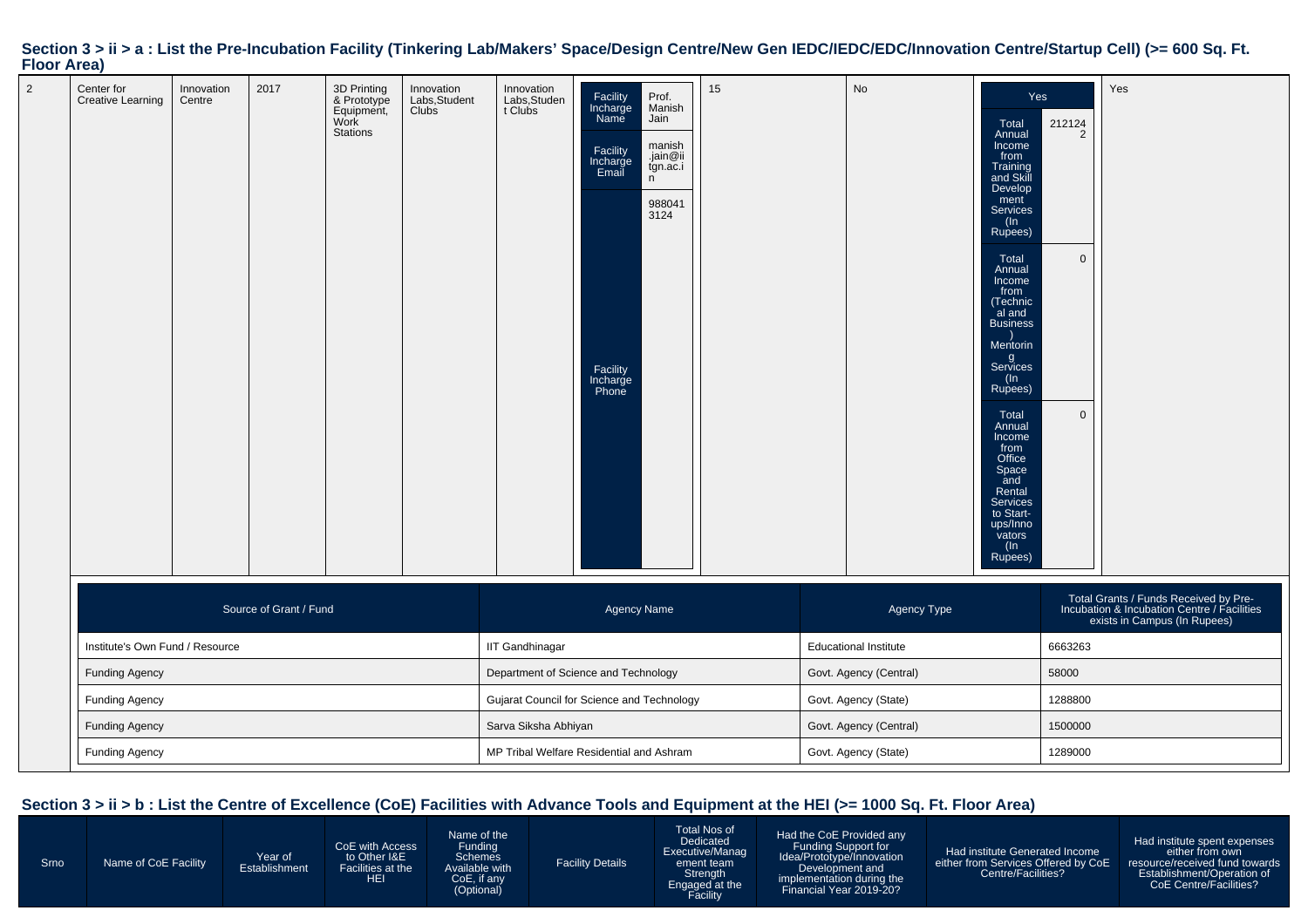## Section 3 > ii > a : List the Pre-Incubation Facility (Tinkering Lab/Makers' Space/Design Centre/New Gen IEDC/IEDC/EDC/Innovation Centre/Startup Cell) (>= 600 Sq. Ft. Floor Area)

| | | | | | | | | | | | |
|---|---|---|---|---|---|---|---|---|---|---|---|
| 2 | Center for Creative Learning | Innovation Centre | 2017 | 3D Printing & Prototype Equipment, Work Stations | Innovation Labs,Student Clubs | Innovation Labs,Student Clubs | Facility Incharge Name: Prof. Manish Jain<br>Facility Incharge Email: manish.jain@iitgn.ac.in<br>Facility Incharge Phone: 9880413124 | 15 | No | Yes<br>Total Annual Income from Training and Skill Development Services (In Rupees): 2121242<br>Total Annual Income from (Technical and Business) Mentoring Services (In Rupees): 0<br>Total Annual Income from Office Space and Rental Services to Start-ups/Innovators (In Rupees): 0 | Yes |

| Source of Grant / Fund | Agency Name | Agency Type | Total Grants / Funds Received by Pre-Incubation & Incubation Centre / Facilities exists in Campus (In Rupees) |
|---|---|---|---|
| Institute's Own Fund / Resource | IIT Gandhinagar | Educational Institute | 6663263 |
| Funding Agency | Department of Science and Technology | Govt. Agency (Central) | 58000 |
| Funding Agency | Gujarat Council for Science and Technology | Govt. Agency (State) | 1288800 |
| Funding Agency | Sarva Siksha Abhiyan | Govt. Agency (Central) | 1500000 |
| Funding Agency | MP Tribal Welfare Residential and Ashram | Govt. Agency (State) | 1289000 |

## Section 3 > ii > b : List the Centre of Excellence (CoE) Facilities with Advance Tools and Equipment at the HEI (>= 1000 Sq. Ft. Floor Area)

| Srno | Name of CoE Facility | Year of Establishment | CoE with Access to Other I&E Facilities at the HEI | Name of the Funding Schemes Available with CoE, if any (Optional) | Facility Details | Total Nos of Dedicated Executive/Management team Strength Engaged at the Facility | Had the CoE Provided any Funding Support for Idea/Prototype/Innovation Development and implementation during the Financial Year 2019-20? | Had institute Generated Income either from Services Offered by CoE Centre/Facilities? | Had institute spent expenses either from own resource/received fund towards Establishment/Operation of CoE Centre/Facilities? |
|---|---|---|---|---|---|---|---|---|---|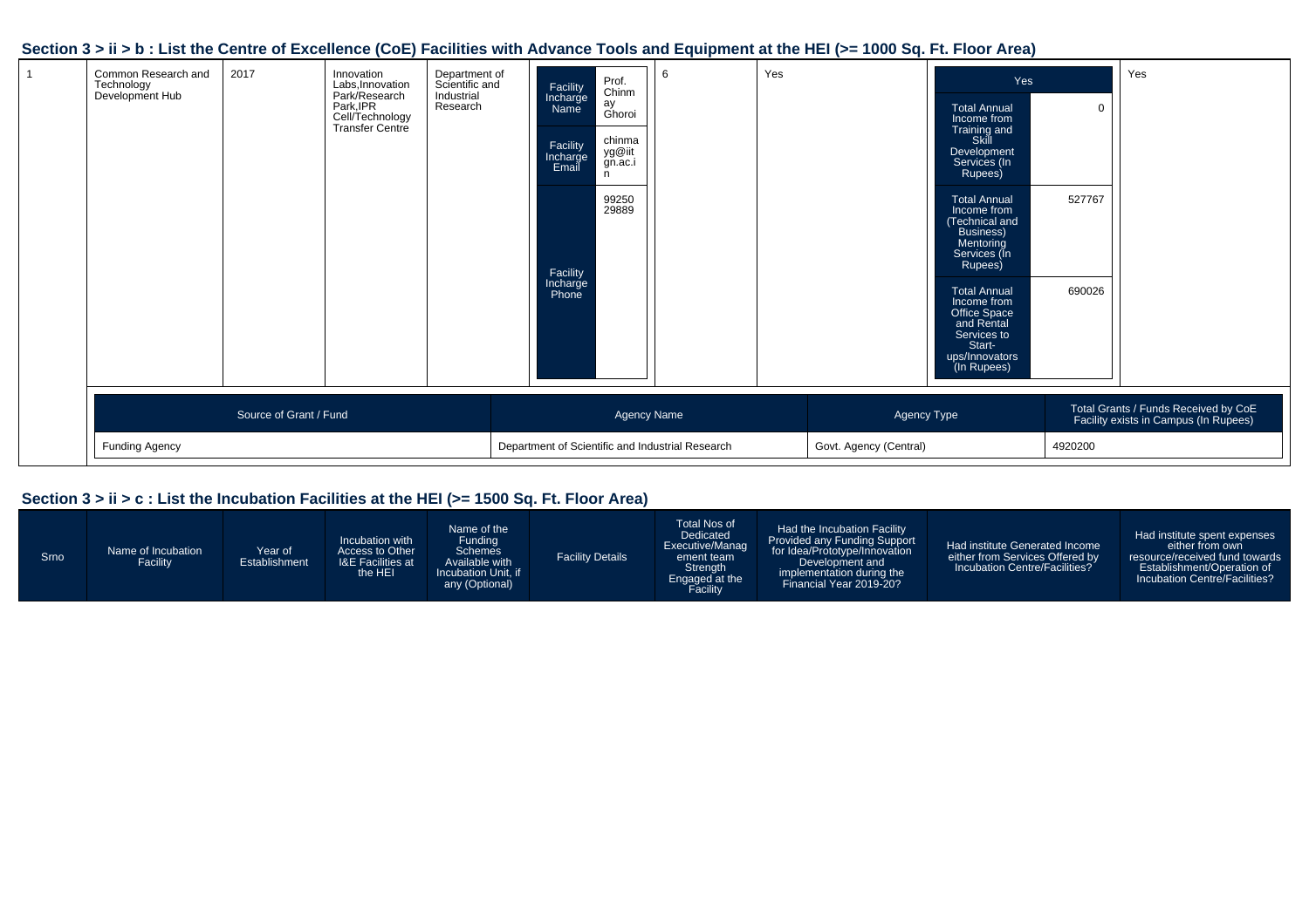## Section 3 > ii > b : List the Centre of Excellence (CoE) Facilities with Advance Tools and Equipment at the HEI (>= 1000 Sq. Ft. Floor Area)

| | | | | | | | | | |
|---|---|---|---|---|---|---|---|---|---|
| 1 | Common Research and Technology Development Hub | 2017 | Innovation Labs,Innovation Park/Research Park,IPR Cell/Technology Transfer Centre | Department of Scientific and Industrial Research | Facility Incharge Name: Prof. Chinmay Ghoroi; Facility Incharge Email: chinmayg@iitgn.ac.in; Facility Incharge Phone: 9925029889 | 6 | Yes | Yes; Total Annual Income from Training and Skill Development Services (In Rupees): 0; Total Annual Income from (Technical and Business) Mentoring Services (In Rupees): 527767; Total Annual Income from Office Space and Rental Services to Start-ups/Innovators (In Rupees): 690026 | Yes |

| Source of Grant / Fund | Agency Name | Agency Type | Total Grants / Funds Received by CoE Facility exists in Campus (In Rupees) |
|---|---|---|---|
| Funding Agency | Department of Scientific and Industrial Research | Govt. Agency (Central) | 4920200 |

## Section 3 > ii > c : List the Incubation Facilities at the HEI (>= 1500 Sq. Ft. Floor Area)

| Srno | Name of Incubation Facility | Year of Establishment | Incubation with Access to Other I&E Facilities at the HEI | Name of the Funding Schemes Available with Incubation Unit, if any (Optional) | Facility Details | Total Nos of Dedicated Executive/Management team Strength Engaged at the Facility | Had the Incubation Facility Provided any Funding Support for Idea/Prototype/Innovation Development and implementation during the Financial Year 2019-20? | Had institute Generated Income either from Services Offered by Incubation Centre/Facilities? | Had institute spent expenses either from own resource/received fund towards Establishment/Operation of Incubation Centre/Facilities? |
|---|---|---|---|---|---|---|---|---|---|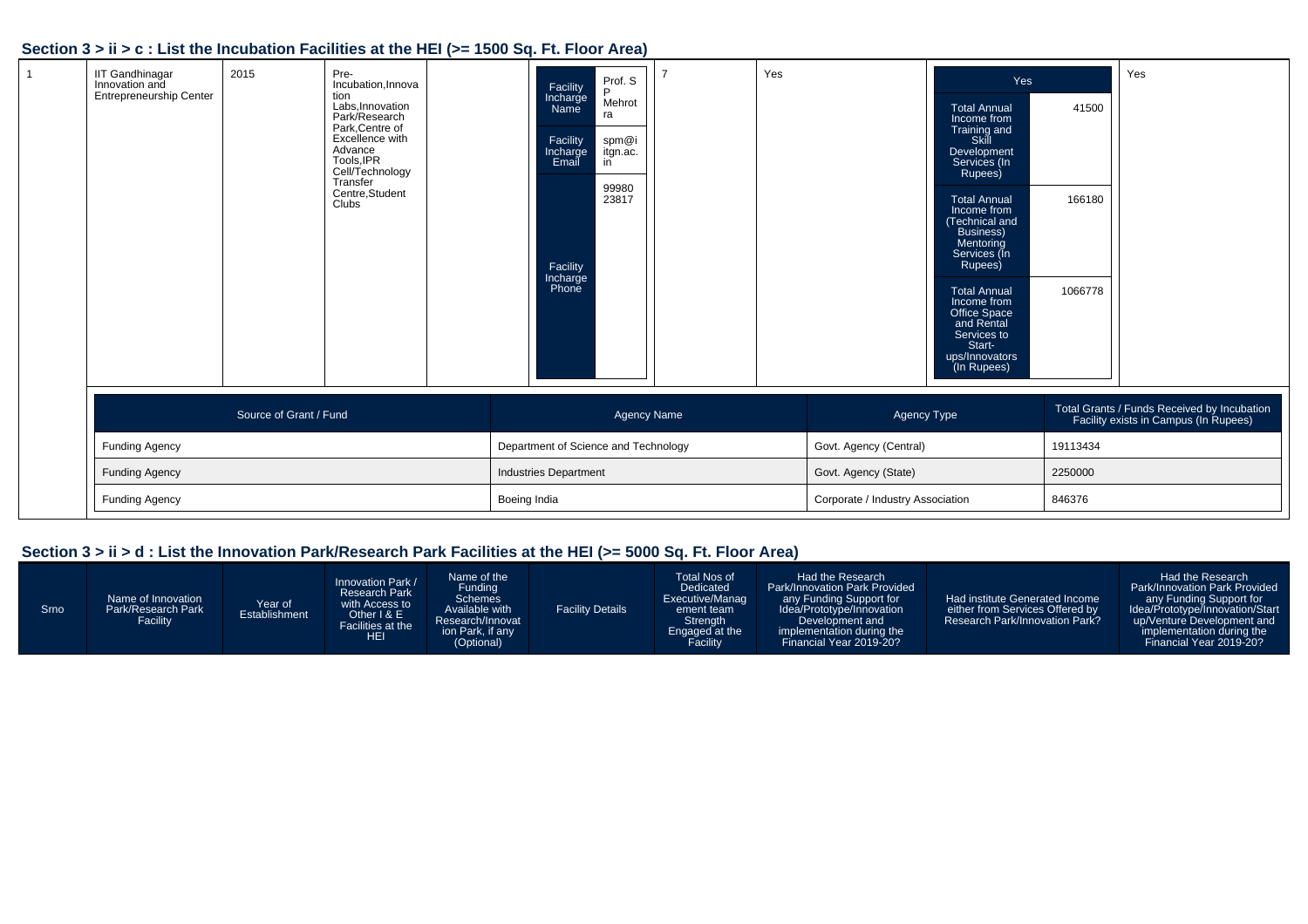## Section 3 > ii > c : List the Incubation Facilities at the HEI (>= 1500 Sq. Ft. Floor Area)

| 1 | IIT Gandhinagar Innovation and Entrepreneurship Center | 2015 | Pre-Incubation,Innovation Labs,Innovation Park/Research Park,Centre of Excellence with Advance Tools,IPR Cell/Technology Transfer Centre,Student Clubs | | Facility Incharge Name: Prof. S P Mehrotra; Facility Incharge Email: spm@iitgn.ac.in; Facility Incharge Phone: 9998023817 | 7 | Yes | Yes; Total Annual Income from Training and Skill Development Services (In Rupees): 41500; Total Annual Income from (Technical and Business) Mentoring Services (In Rupees): 166180; Total Annual Income from Office Space and Rental Services to Start-ups/Innovators (In Rupees): 1066778 | Yes |
|---|---|---|---|---|---|---|---|---|---|

| Source of Grant / Fund | Agency Name | Agency Type | Total Grants / Funds Received by Incubation Facility exists in Campus (In Rupees) |
|---|---|---|---|
| Funding Agency | Department of Science and Technology | Govt. Agency (Central) | 19113434 |
| Funding Agency | Industries Department | Govt. Agency (State) | 2250000 |
| Funding Agency | Boeing India | Corporate / Industry Association | 846376 |

## Section 3 > ii > d : List the Innovation Park/Research Park Facilities at the HEI (>= 5000 Sq. Ft. Floor Area)

| Srno | Name of Innovation Park/Research Park Facility | Year of Establishment | Innovation Park / Research Park with Access to Other I & E Facilities at the HEI | Name of the Funding Schemes Available with Research/Innovation Park, if any (Optional) | Facility Details | Total Nos of Dedicated Executive/Management team Strength Engaged at the Facility | Had the Research Park/Innovation Park Provided any Funding Support for Idea/Prototype/Innovation Development and implementation during the Financial Year 2019-20? | Had institute Generated Income either from Services Offered by Research Park/Innovation Park? | Had the Research Park/Innovation Park Provided any Funding Support for Idea/Prototype/Innovation/Start up/Venture Development and implementation during the Financial Year 2019-20? |
|---|---|---|---|---|---|---|---|---|---|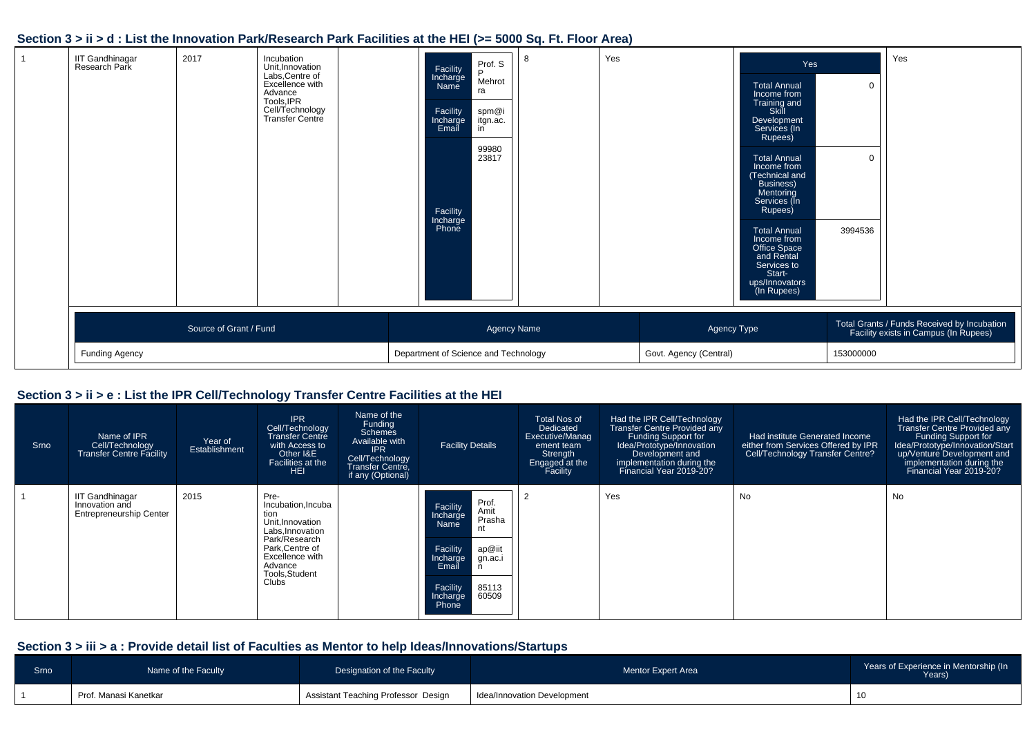## Section 3 > ii > d : List the Innovation Park/Research Park Facilities at the HEI (>= 5000 Sq. Ft. Floor Area)

| 1 | IIT Gandhinagar Research Park | 2017 | Incubation Unit,Innovation Labs,Centre of Excellence with Advance Tools,IPR Cell/Technology Transfer Centre | | Facility Incharge Name: Prof. S P Mehrotra; Facility Incharge Email: spm@iitgn.ac.in; Facility Incharge Phone: 9998023817 | 8 | Yes | Yes; Total Annual Income from Training and Skill Development Services (In Rupees): 0; Total Annual Income from (Technical and Business) Mentoring Services (In Rupees): 0; Total Annual Income from Office Space and Rental Services to Start-ups/Innovators (In Rupees): 3994536 | Yes |
|---|---|---|---|---|---|---|---|---|---|

| Source of Grant / Fund | Agency Name | Agency Type | Total Grants / Funds Received by Incubation Facility exists in Campus (In Rupees) |
|---|---|---|---|
| Funding Agency | Department of Science and Technology | Govt. Agency (Central) | 153000000 |

## Section 3 > ii > e : List the IPR Cell/Technology Transfer Centre Facilities at the HEI

| Srno | Name of IPR Cell/Technology Transfer Centre Facility | Year of Establishment | IPR Cell/Technology Transfer Centre with Access to Other I&E Facilities at the HEI | Name of the Funding Schemes Available with IPR Cell/Technology Transfer Centre, if any (Optional) | Facility Details | Total Nos of Dedicated Executive/Management team Strength Engaged at the Facility | Had the IPR Cell/Technology Transfer Centre Provided any Funding Support for Idea/Prototype/Innovation Development and implementation during the Financial Year 2019-20? | Had institute Generated Income either from Services Offered by IPR Cell/Technology Transfer Centre? | Had the IPR Cell/Technology Transfer Centre Provided any Funding Support for Idea/Prototype/Innovation/Start up/Venture Development and implementation during the Financial Year 2019-20? |
|---|---|---|---|---|---|---|---|---|---|
| 1 | IIT Gandhinagar Innovation and Entrepreneurship Center | 2015 | Pre-Incubation,Incubation Unit,Innovation Labs,Innovation Park/Research Park,Centre of Excellence with Advance Tools,Student Clubs | | Facility Incharge Name: Prof. Amit Prashant; Facility Incharge Email: ap@iitgn.ac.in; Facility Incharge Phone: 8511360509 | 2 | Yes | No | No |

## Section 3 > iii > a : Provide detail list of Faculties as Mentor to help Ideas/Innovations/Startups

| Srno | Name of the Faculty | Designation of the Faculty | Mentor Expert Area | Years of Experience in Mentorship (In Years) |
|---|---|---|---|---|
| 1 | Prof. Manasi Kanetkar | Assistant Teaching Professor Design | Idea/Innovation Development | 10 |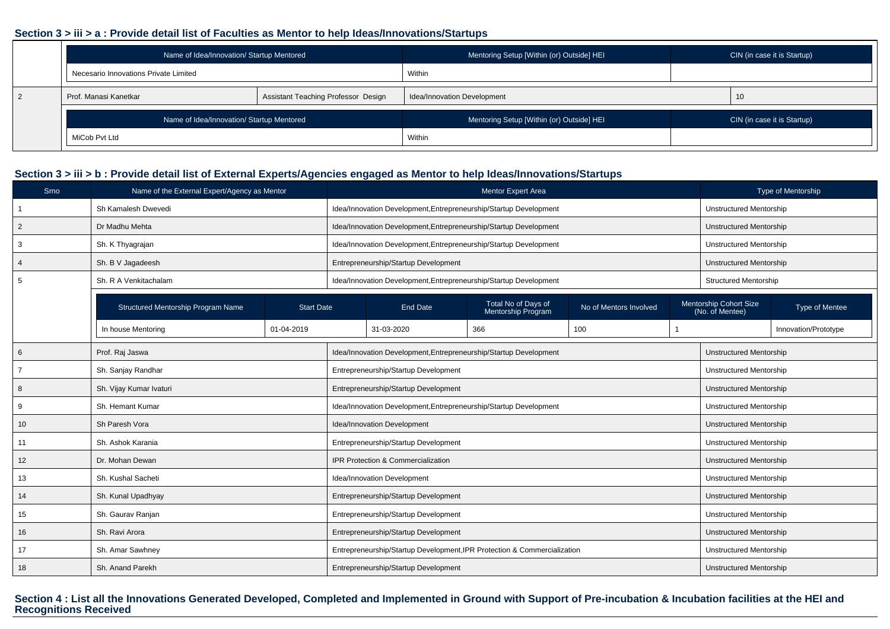## Section 3 > iii > a : Provide detail list of Faculties as Mentor to help Ideas/Innovations/Startups

| Name of Idea/Innovation/ Startup Mentored | Mentoring Setup [Within (or) Outside] HEI | CIN (in case it is Startup) |
|---|---|---|
| Necesario Innovations Private Limited | Within | |

| 2 | Prof. Manasi Kanetkar | Assistant Teaching Professor Design | Idea/Innovation Development | 10 |
|---|---|---|---|---|

| Name of Idea/Innovation/ Startup Mentored | Mentoring Setup [Within (or) Outside] HEI | CIN (in case it is Startup) |
|---|---|---|
| MiCob Pvt Ltd | Within | |

## Section 3 > iii > b : Provide detail list of External Experts/Agencies engaged as Mentor to help Ideas/Innovations/Startups

| Srno | Name of the External Expert/Agency as Mentor | Mentor Expert Area | Type of Mentorship |
|---|---|---|---|
| 1 | Sh Kamalesh Dwevedi | Idea/Innovation Development,Entrepreneurship/Startup Development | Unstructured Mentorship |
| 2 | Dr Madhu Mehta | Idea/Innovation Development,Entrepreneurship/Startup Development | Unstructured Mentorship |
| 3 | Sh. K Thyagrajan | Idea/Innovation Development,Entrepreneurship/Startup Development | Unstructured Mentorship |
| 4 | Sh. B V Jagadeesh | Entrepreneurship/Startup Development | Unstructured Mentorship |
| 5 | Sh. R A Venkitachalam | Idea/Innovation Development,Entrepreneurship/Startup Development | Structured Mentorship |

| Structured Mentorship Program Name | Start Date | End Date | Total No of Days of Mentorship Program | No of Mentors Involved | Mentorship Cohort Size (No. of Mentee) | Type of Mentee |
|---|---|---|---|---|---|---|
| In house Mentoring | 01-04-2019 | 31-03-2020 | 366 | 100 | 1 | Innovation/Prototype |

| Srno | Name of the External Expert/Agency as Mentor | Mentor Expert Area | Type of Mentorship |
|---|---|---|---|
| 6 | Prof. Raj Jaswa | Idea/Innovation Development,Entrepreneurship/Startup Development | Unstructured Mentorship |
| 7 | Sh. Sanjay Randhar | Entrepreneurship/Startup Development | Unstructured Mentorship |
| 8 | Sh. Vijay Kumar Ivaturi | Entrepreneurship/Startup Development | Unstructured Mentorship |
| 9 | Sh. Hemant Kumar | Idea/Innovation Development,Entrepreneurship/Startup Development | Unstructured Mentorship |
| 10 | Sh Paresh Vora | Idea/Innovation Development | Unstructured Mentorship |
| 11 | Sh. Ashok Karania | Entrepreneurship/Startup Development | Unstructured Mentorship |
| 12 | Dr. Mohan Dewan | IPR Protection & Commercialization | Unstructured Mentorship |
| 13 | Sh. Kushal Sacheti | Idea/Innovation Development | Unstructured Mentorship |
| 14 | Sh. Kunal Upadhyay | Entrepreneurship/Startup Development | Unstructured Mentorship |
| 15 | Sh. Gaurav Ranjan | Entrepreneurship/Startup Development | Unstructured Mentorship |
| 16 | Sh. Ravi Arora | Entrepreneurship/Startup Development | Unstructured Mentorship |
| 17 | Sh. Amar Sawhney | Entrepreneurship/Startup Development,IPR Protection & Commercialization | Unstructured Mentorship |
| 18 | Sh. Anand Parekh | Entrepreneurship/Startup Development | Unstructured Mentorship |

## Section 4 : List all the Innovations Generated Developed, Completed and Implemented in Ground with Support of Pre-incubation & Incubation facilities at the HEI and Recognitions Received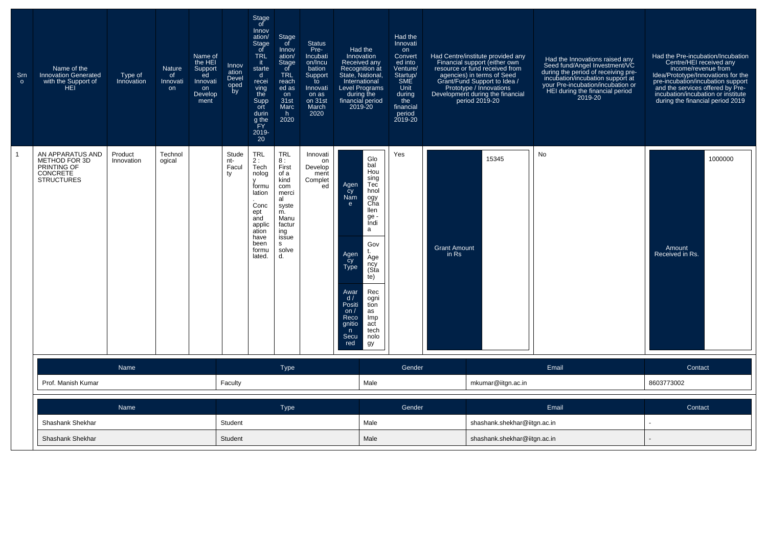| Srno | Name of the Innovation Generated with the Support of HEI | Type of Innovation | Nature of Innovation | Name of the HEI Supported Innovation Development | Innovation Developed by | Stage of Innovation/ Stage of TRL it started receiving the Support during the FY 2019-20 | Stage of Innovation/ Stage of TRL reached as on 31st March 2020 | Status Pre-Incubation/Incubation Support to Innovation as on 31st March 2020 | Had the Innovation Received any Recognition at State, National, International Level Programs during the financial period 2019-20 | Had the Innovation Converted into Venture/ Startup/ SME Unit during the financial period 2019-20 | Had Centre/institute provided any Financial support (either own resource or fund received from agencies) in terms of Seed Grant/Fund Support to Idea / Prototype / Innovations Development during the financial period 2019-20 | Had the Innovations raised any Seed fund/Angel Investment/VC during the period of receiving pre-incubation/incubation support at your Pre-incubation/incubation or HEI during the financial period 2019-20 | Had the Pre-incubation/Incubation Centre/HEI received any income/revenue from Idea/Prototype/Innovations for the pre-incubation/incubation support and the services offered by Pre-incubation/incubation or institute during the financial period 2019 |
|---|---|---|---|---|---|---|---|---|---|---|---|---|---|
| 1 | AN APPARATUS AND METHOD FOR 3D PRINTING OF CONCRETE STRUCTURES | Product Innovation | Technological | | Student-Faculty | TRL 2 : Technology formulation. Concept and application have been formulated. | TRL 8 : First of a kind commercial system. Manufacturing issues solved. | Innovation Development Completed | Agency Name: Global Housing Technology Challenge - India; Agency Type: Govt. Agency (State); Award / Position / Recognition Secured: Recognition as Impact technology | Yes | Grant Amount in Rs: 15345 | No | Amount Received in Rs.: 1000000 |

| Name | Type | Gender | Email | Contact |
|---|---|---|---|---|
| Prof. Manish Kumar | Faculty | Male | mkumar@iitgn.ac.in | 8603773002 |

| Name | Type | Gender | Email | Contact |
|---|---|---|---|---|
| Shashank Shekhar | Student | Male | shashank.shekhar@iitgn.ac.in | - |
| Shashank Shekhar | Student | Male | shashank.shekhar@iitgn.ac.in | - |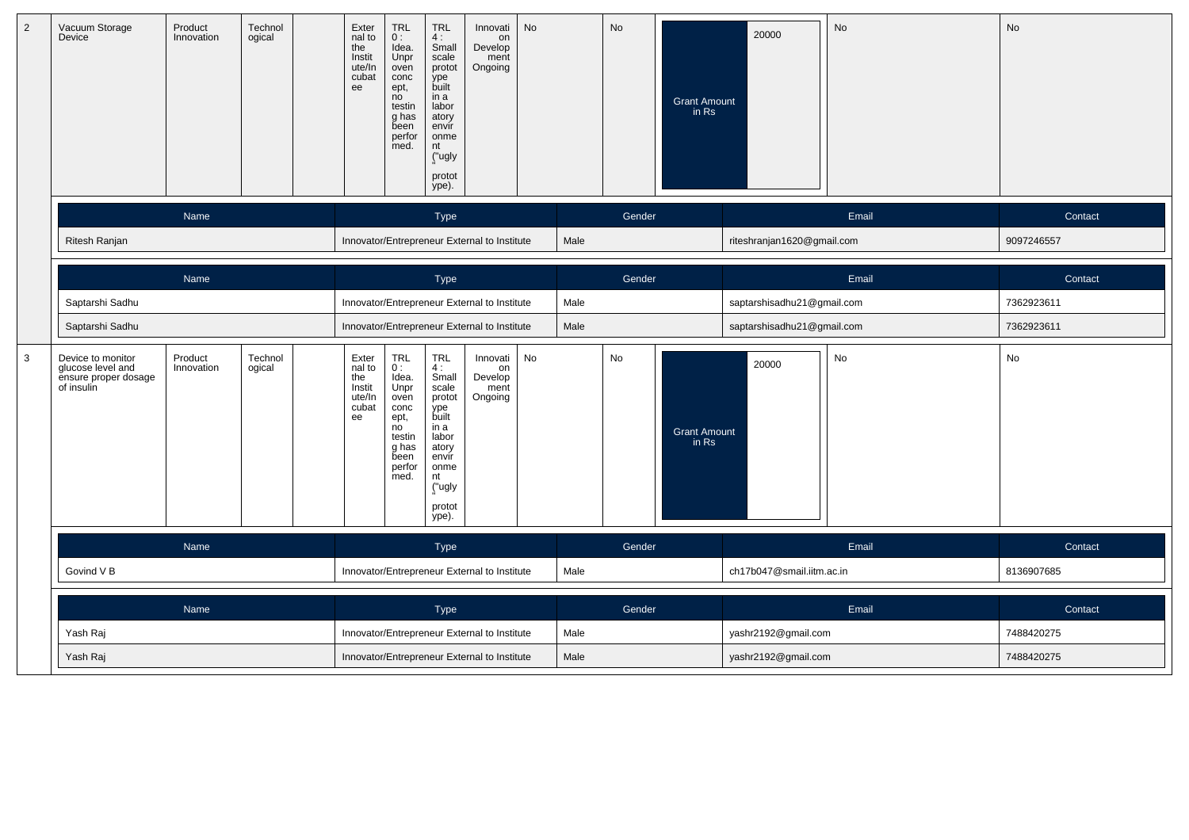| 2 | Vacuum Storage Device | Product Innovation | Technological | | External to the Institute/Incubatee | TRL 0 : Idea. Unproven concept, no testing has been performed. | TRL 4 : Small scale prototype built in a laboratory environment ("ugly" prototype). | Innovation Development Ongoing | No | No | Grant Amount in Rs | 20000 | No | No |
|---|---|---|---|---|---|---|---|---|---|---|---|---|---|---|

| Name | Type | Gender | Email | Contact |
|---|---|---|---|---|
| Ritesh Ranjan | Innovator/Entrepreneur External to Institute | Male | riteshranjan1620@gmail.com | 9097246557 |

| Name | Type | Gender | Email | Contact |
|---|---|---|---|---|
| Saptarshi Sadhu | Innovator/Entrepreneur External to Institute | Male | saptarshisadhu21@gmail.com | 7362923611 |
| Saptarshi Sadhu | Innovator/Entrepreneur External to Institute | Male | saptarshisadhu21@gmail.com | 7362923611 |

| 3 | Device to monitor glucose level and ensure proper dosage of insulin | Product Innovation | Technological | | External to the Institute/Incubatee | TRL 0 : Idea. Unproven concept, no testing has been performed. | TRL 4 : Small scale prototype built in a laboratory environment ("ugly" prototype). | Innovation Development Ongoing | No | No | Grant Amount in Rs | 20000 | No | No |
|---|---|---|---|---|---|---|---|---|---|---|---|---|---|---|

| Name | Type | Gender | Email | Contact |
|---|---|---|---|---|
| Govind V B | Innovator/Entrepreneur External to Institute | Male | ch17b047@smail.iitm.ac.in | 8136907685 |

| Name | Type | Gender | Email | Contact |
|---|---|---|---|---|
| Yash Raj | Innovator/Entrepreneur External to Institute | Male | yashr2192@gmail.com | 7488420275 |
| Yash Raj | Innovator/Entrepreneur External to Institute | Male | yashr2192@gmail.com | 7488420275 |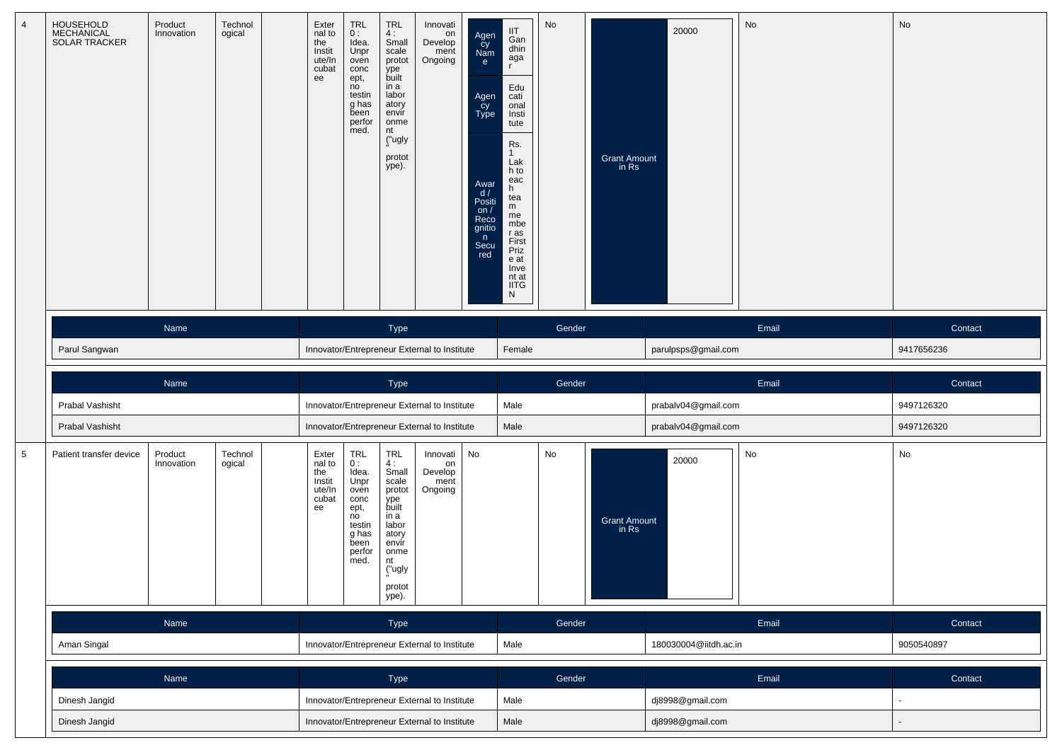| 4 | HOUSEHOLD MECHANICAL SOLAR TRACKER | Product Innovation | Technological | | External to the Institute/Incubatee | TRL 0 : Idea. Unproven concept, no testing has been performed. | TRL 4 : Small scale prototype built in a laboratory environment ("ugly" prototype). | Innovation Development Ongoing | Agency Name: IIT Gandhinagar; Agency Type: Educational Institute; Award / Position / Recognition Secured: Rs. 1 Lakh to each team member as First Prize at Invent at IITGN | No | Grant Amount in Rs: 20000 | No | No |
|---|---|---|---|---|---|---|---|---|---|---|---|---|---|

| Name | Type | Gender | Email | Contact |
|---|---|---|---|---|
| Parul Sangwan | Innovator/Entrepreneur External to Institute | Female | parulpsps@gmail.com | 9417656236 |

| Name | Type | Gender | Email | Contact |
|---|---|---|---|---|
| Prabal Vashisht | Innovator/Entrepreneur External to Institute | Male | prabalv04@gmail.com | 9497126320 |
| Prabal Vashisht | Innovator/Entrepreneur External to Institute | Male | prabalv04@gmail.com | 9497126320 |

| 5 | Patient transfer device | Product Innovation | Technological | | External to the Institute/Incubatee | TRL 0 : Idea. Unproven concept, no testing has been performed. | TRL 4 : Small scale prototype built in a laboratory environment ("ugly" prototype). | Innovation Development Ongoing | No | No | Grant Amount in Rs: 20000 | No | No |
|---|---|---|---|---|---|---|---|---|---|---|---|---|---|

| Name | Type | Gender | Email | Contact |
|---|---|---|---|---|
| Aman Singal | Innovator/Entrepreneur External to Institute | Male | 180030004@iitdh.ac.in | 9050540897 |

| Name | Type | Gender | Email | Contact |
|---|---|---|---|---|
| Dinesh Jangid | Innovator/Entrepreneur External to Institute | Male | dj8998@gmail.com | - |
| Dinesh Jangid | Innovator/Entrepreneur External to Institute | Male | dj8998@gmail.com | - |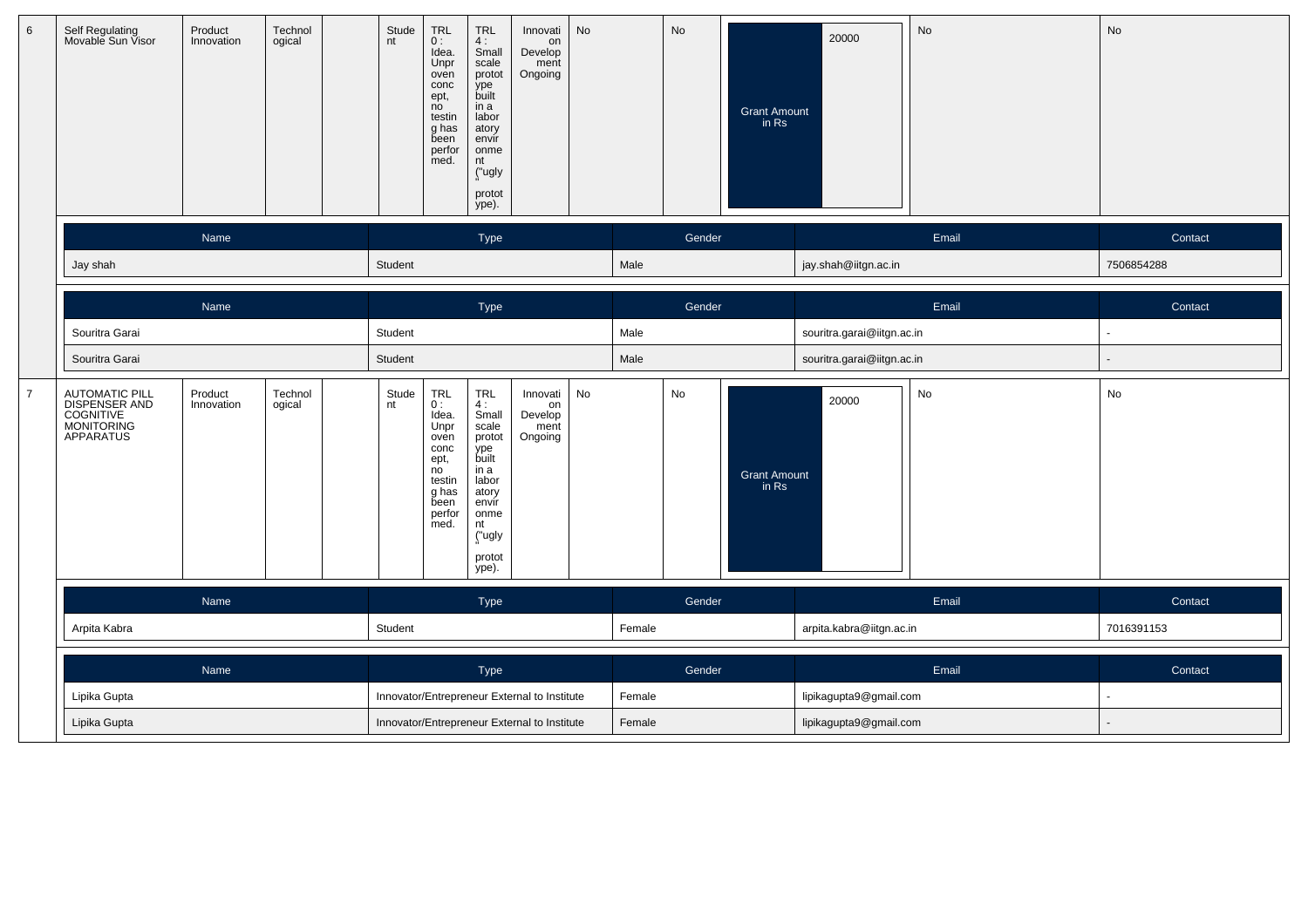| 6 | Self Regulating Movable Sun Visor | Product Innovation | Technological | | Student | TRL 0 : Idea. Unproven concept, no testing has been performed. | TRL 4 : Small scale prototype built in a laboratory environment ("ugly" prototype). | Innovation Development Ongoing | No | No | Grant Amount in Rs | 20000 | No | No |
|---|---|---|---|---|---|---|---|---|---|---|---|---|---|---|

| Name | Type | Gender | Email | Contact |
|---|---|---|---|---|
| Jay shah | Student | Male | jay.shah@iitgn.ac.in | 7506854288 |

| Name | Type | Gender | Email | Contact |
|---|---|---|---|---|
| Souritra Garai | Student | Male | souritra.garai@iitgn.ac.in | - |
| Souritra Garai | Student | Male | souritra.garai@iitgn.ac.in | - |

| 7 | AUTOMATIC PILL DISPENSER AND COGNITIVE MONITORING APPARATUS | Product Innovation | Technological | | Student | TRL 0 : Idea. Unproven concept, no testing has been performed. | TRL 4 : Small scale prototype built in a laboratory environment ("ugly" prototype). | Innovation Development Ongoing | No | No | Grant Amount in Rs | 20000 | No | No |
|---|---|---|---|---|---|---|---|---|---|---|---|---|---|---|

| Name | Type | Gender | Email | Contact |
|---|---|---|---|---|
| Arpita Kabra | Student | Female | arpita.kabra@iitgn.ac.in | 7016391153 |

| Name | Type | Gender | Email | Contact |
|---|---|---|---|---|
| Lipika Gupta | Innovator/Entrepreneur External to Institute | Female | lipikagupta9@gmail.com | - |
| Lipika Gupta | Innovator/Entrepreneur External to Institute | Female | lipikagupta9@gmail.com | - |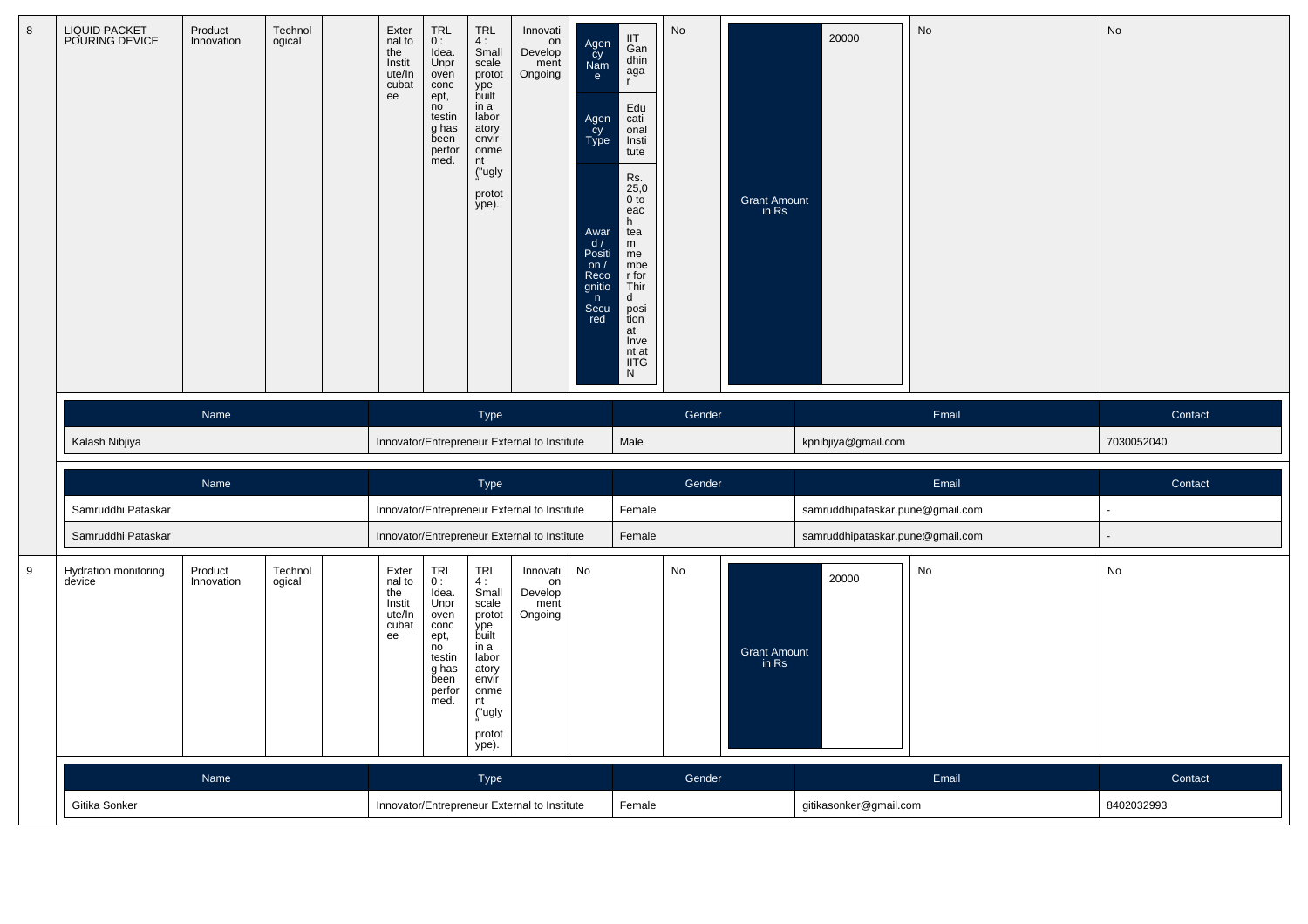| 8 | LIQUID PACKET POURING DEVICE | Product Innovation | Technological | | External to the Institute/Incubatee | TRL 0 : Idea. Unproven concept, no testing has been performed. | TRL 4 : Small scale prototype built in a laboratory environment ("ugly" prototype). | Innovation Development Ongoing | Agency Name: IIT Gandhinagar; Agency Type: Educational Institute; Award / Position / Recognition Secured: Rs. 25,00 to each team member for Third position at Invent at IITGN | No | Grant Amount in Rs: 20000 | No | No |
|---|---|---|---|---|---|---|---|---|---|---|---|---|---|

| Name | Type | Gender | Email | Contact |
|---|---|---|---|---|
| Kalash Nibjiya | Innovator/Entrepreneur External to Institute | Male | kpnibjiya@gmail.com | 7030052040 |

| Name | Type | Gender | Email | Contact |
|---|---|---|---|---|
| Samruddhi Pataskar | Innovator/Entrepreneur External to Institute | Female | samruddhipataskar.pune@gmail.com | - |
| Samruddhi Pataskar | Innovator/Entrepreneur External to Institute | Female | samruddhipataskar.pune@gmail.com | - |

| 9 | Hydration monitoring device | Product Innovation | Technological | | External to the Institute/Incubatee | TRL 0 : Idea. Unproven concept, no testing has been performed. | TRL 4 : Small scale prototype built in a laboratory environment ("ugly" prototype). | Innovation Development Ongoing | No | No | Grant Amount in Rs: 20000 | No | No |
|---|---|---|---|---|---|---|---|---|---|---|---|---|---|

| Name | Type | Gender | Email | Contact |
|---|---|---|---|---|
| Gitika Sonker | Innovator/Entrepreneur External to Institute | Female | gitikasonker@gmail.com | 8402032993 |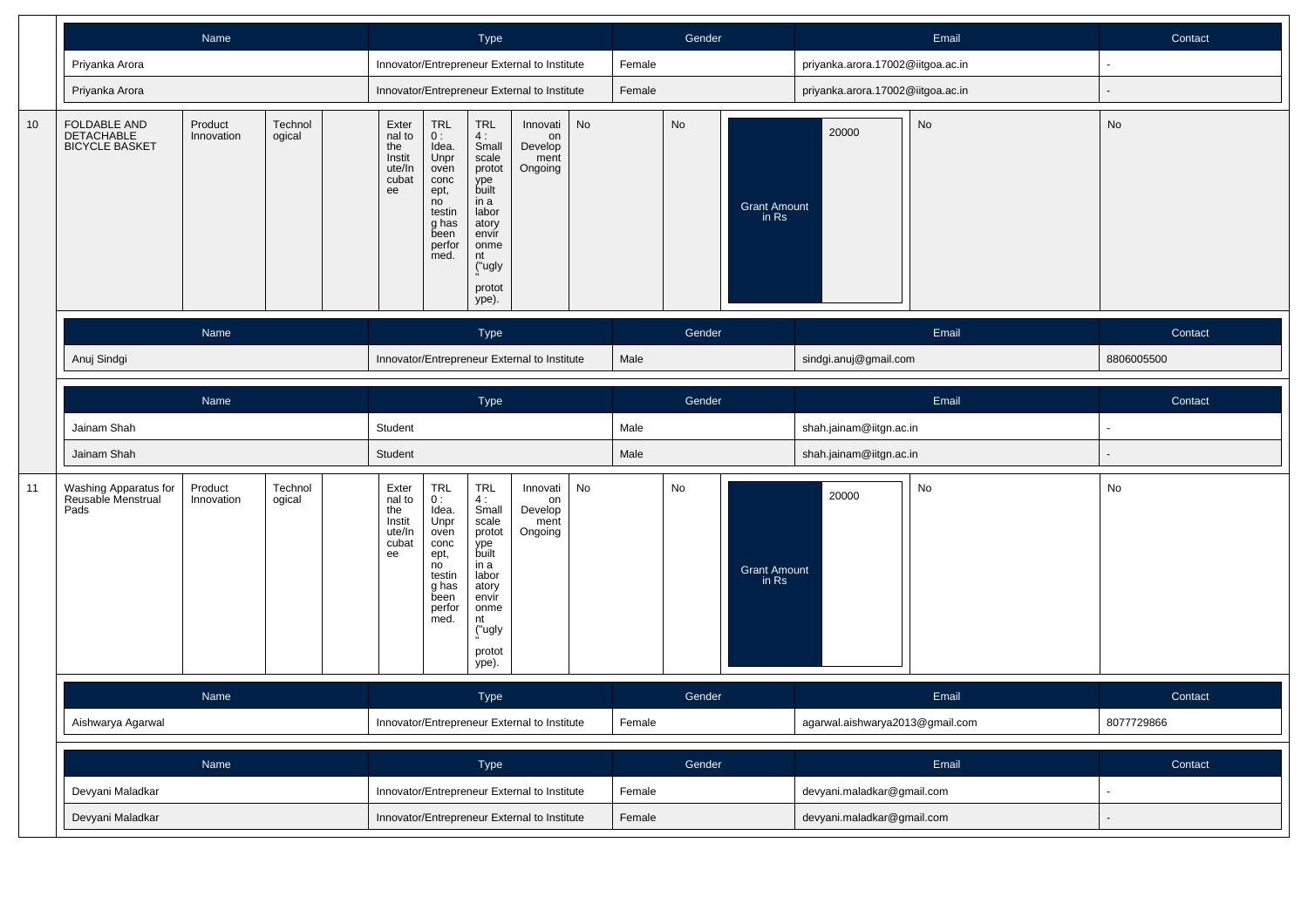| Name | Type | Gender | Email | Contact |
|---|---|---|---|---|
| Priyanka Arora | Innovator/Entrepreneur External to Institute | Female | priyanka.arora.17002@iitgoa.ac.in | - |
| Priyanka Arora | Innovator/Entrepreneur External to Institute | Female | priyanka.arora.17002@iitgoa.ac.in | - |

| 10 | FOLDABLE AND DETACHABLE BICYCLE BASKET | Product Innovation | Technological | | External to the Institute/Incubatee | TRL 0 : Idea. Unproven concept, no testing has been performed. | TRL 4 : Small scale prototype built in a laboratory environment ("ugly" prototype). | Innovation Development Ongoing | No | No | Grant Amount in Rs | 20000 | No | No |
|---|---|---|---|---|---|---|---|---|---|---|---|---|---|---|

| Name | Type | Gender | Email | Contact |
|---|---|---|---|---|
| Anuj Sindgi | Innovator/Entrepreneur External to Institute | Male | sindgi.anuj@gmail.com | 8806005500 |

| Name | Type | Gender | Email | Contact |
|---|---|---|---|---|
| Jainam Shah | Student | Male | shah.jainam@iitgn.ac.in | - |
| Jainam Shah | Student | Male | shah.jainam@iitgn.ac.in | - |

| 11 | Washing Apparatus for Reusable Menstrual Pads | Product Innovation | Technological | | External to the Institute/Incubatee | TRL 0 : Idea. Unproven concept, no testing has been performed. | TRL 4 : Small scale prototype built in a laboratory environment ("ugly" prototype). | Innovation Development Ongoing | No | No | Grant Amount in Rs | 20000 | No | No |
|---|---|---|---|---|---|---|---|---|---|---|---|---|---|---|

| Name | Type | Gender | Email | Contact |
|---|---|---|---|---|
| Aishwarya Agarwal | Innovator/Entrepreneur External to Institute | Female | agarwal.aishwarya2013@gmail.com | 8077729866 |

| Name | Type | Gender | Email | Contact |
|---|---|---|---|---|
| Devyani Maladkar | Innovator/Entrepreneur External to Institute | Female | devyani.maladkar@gmail.com | - |
| Devyani Maladkar | Innovator/Entrepreneur External to Institute | Female | devyani.maladkar@gmail.com | - |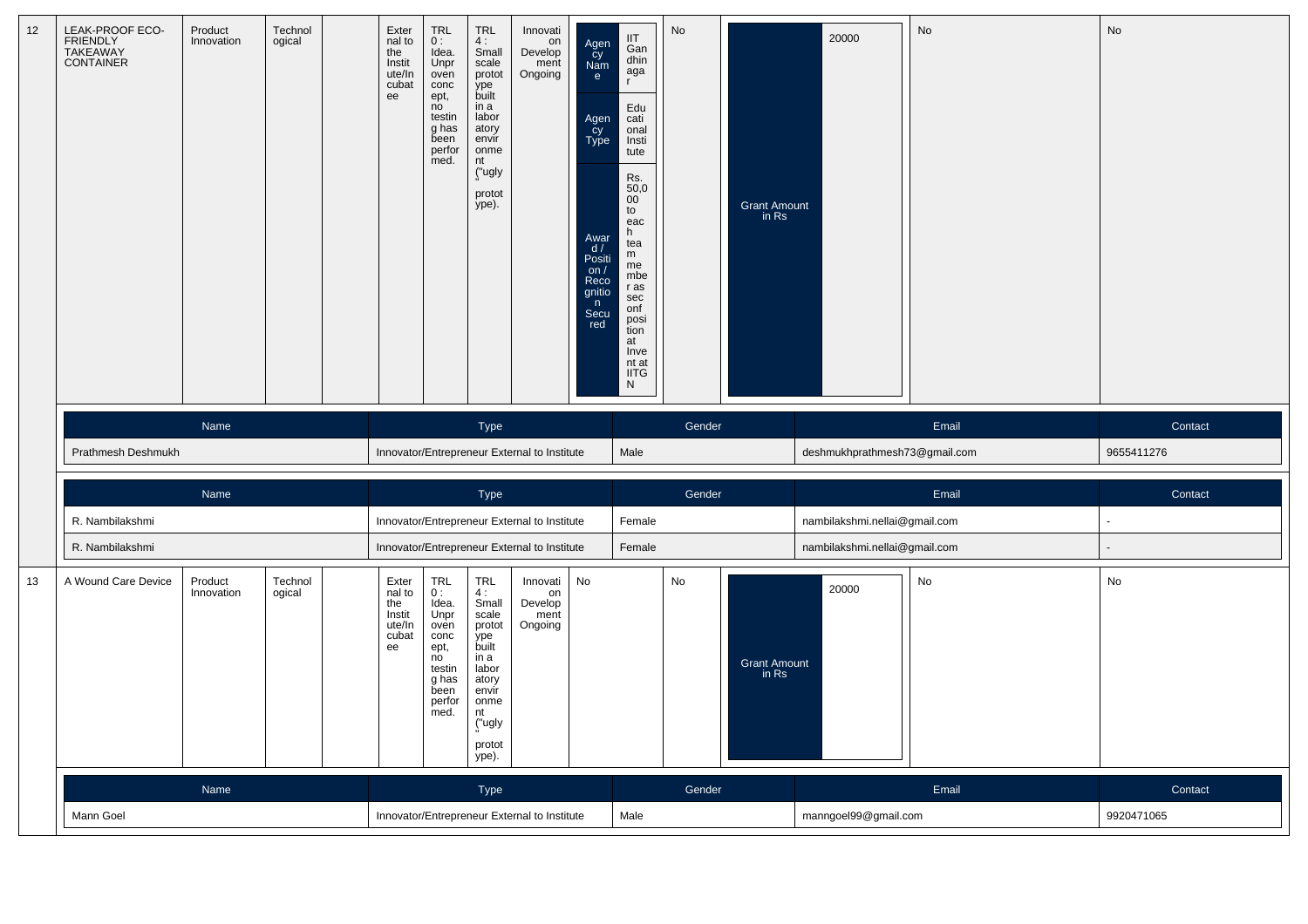| 12 | LEAK-PROOF ECO-FRIENDLY TAKEAWAY CONTAINER | Product Innovation | Technological | | External to the Institute/Incubatee | TRL 0 : Idea. Unproven concept, no testing has been performed. | TRL 4 : Small scale prototype built in a laboratory environment ("ugly" prototype). | Innovation Development Ongoing | Agency Name: IIT Gandhinagar; Agency Type: Educational Institute; Award / Position / Recognition Secured: Rs. 50,000 to each team member as seconf position at Invent at IITGN | No | Grant Amount in Rs: 20000 | No | No |
|---|---|---|---|---|---|---|---|---|---|---|---|---|---|

| Name | Type | Gender | Email | Contact |
|---|---|---|---|---|
| Prathmesh Deshmukh | Innovator/Entrepreneur External to Institute | Male | deshmukhprathmesh73@gmail.com | 9655411276 |

| Name | Type | Gender | Email | Contact |
|---|---|---|---|---|
| R. Nambilakshmi | Innovator/Entrepreneur External to Institute | Female | nambilakshmi.nellai@gmail.com | - |
| R. Nambilakshmi | Innovator/Entrepreneur External to Institute | Female | nambilakshmi.nellai@gmail.com | - |

| 13 | A Wound Care Device | Product Innovation | Technological | | External to the Institute/Incubatee | TRL 0 : Idea. Unproven concept, no testing has been performed. | TRL 4 : Small scale prototype built in a laboratory environment ("ugly" prototype). | Innovation Development Ongoing | No | No | Grant Amount in Rs: 20000 | No | No |
|---|---|---|---|---|---|---|---|---|---|---|---|---|---|

| Name | Type | Gender | Email | Contact |
|---|---|---|---|---|
| Mann Goel | Innovator/Entrepreneur External to Institute | Male | manngoel99@gmail.com | 9920471065 |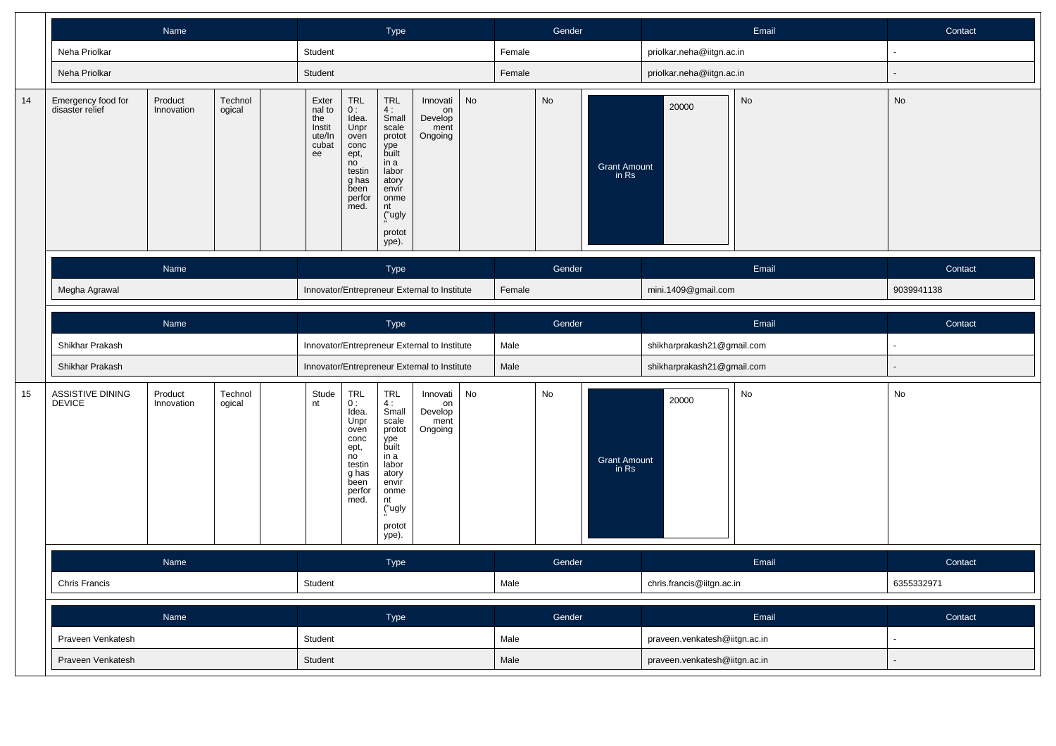| Name | Type | Gender | Email | Contact |
|---|---|---|---|---|
| Neha Priolkar | Student | Female | priolkar.neha@iitgn.ac.in | - |
| Neha Priolkar | Student | Female | priolkar.neha@iitgn.ac.in | - |

| 14 | Emergency food for disaster relief | Product Innovation | Technological | | External to the Institute/Incubatee | TRL 0 : Idea. Unproven concept, no testing has been performed. | TRL 4 : Small scale prototype built in a laboratory environment ("ugly" prototype). | Innovation Development Ongoing | No | No | Grant Amount in Rs | 20000 | No | No |
|---|---|---|---|---|---|---|---|---|---|---|---|---|---|---|

| Name | Type | Gender | Email | Contact |
|---|---|---|---|---|
| Megha Agrawal | Innovator/Entrepreneur External to Institute | Female | mini.1409@gmail.com | 9039941138 |

| Name | Type | Gender | Email | Contact |
|---|---|---|---|---|
| Shikhar Prakash | Innovator/Entrepreneur External to Institute | Male | shikharprakash21@gmail.com | - |
| Shikhar Prakash | Innovator/Entrepreneur External to Institute | Male | shikharprakash21@gmail.com | - |

| 15 | ASSISTIVE DINING DEVICE | Product Innovation | Technological | | Student | TRL 0 : Idea. Unproven concept, no testing has been performed. | TRL 4 : Small scale prototype built in a laboratory environment ("ugly" prototype). | Innovation Development Ongoing | No | No | Grant Amount in Rs | 20000 | No | No |
|---|---|---|---|---|---|---|---|---|---|---|---|---|---|---|

| Name | Type | Gender | Email | Contact |
|---|---|---|---|---|
| Chris Francis | Student | Male | chris.francis@iitgn.ac.in | 6355332971 |

| Name | Type | Gender | Email | Contact |
|---|---|---|---|---|
| Praveen Venkatesh | Student | Male | praveen.venkatesh@iitgn.ac.in | - |
| Praveen Venkatesh | Student | Male | praveen.venkatesh@iitgn.ac.in | - |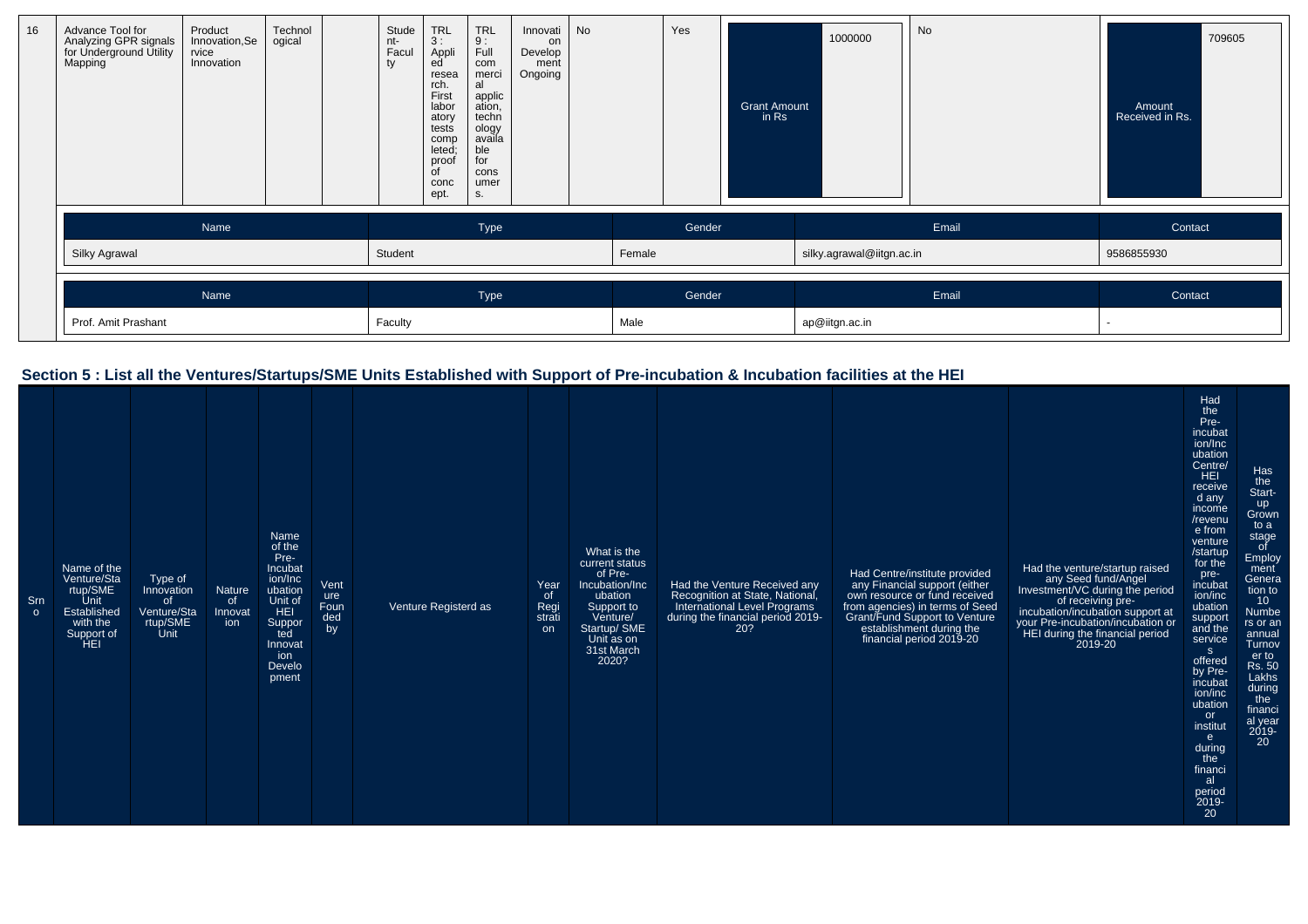| 16 | Advance Tool for Analyzing GPR signals for Underground Utility Mapping | Product Innovation,Service Innovation | Technological | | Student-Faculty | TRL 3 : Applied research. First laboratory tests completed; proof of concept. | TRL 9 : Full commercial application, technology available for consumers. | Innovation Development Ongoing | No | Yes | Grant Amount in Rs | 1000000 | No | Amount Received in Rs. | 709605 |
|---|---|---|---|---|---|---|---|---|---|---|---|---|---|---|---|

| Name | Type | Gender | Email | Contact |
|---|---|---|---|---|
| Silky Agrawal | Student | Female | silky.agrawal@iitgn.ac.in | 9586855930 |

| Name | Type | Gender | Email | Contact |
|---|---|---|---|---|
| Prof. Amit Prashant | Faculty | Male | ap@iitgn.ac.in | - |

## Section 5 : List all the Ventures/Startups/SME Units Established with Support of Pre-incubation & Incubation facilities at the HEI

| Srno | Name of the Venture/Startup/SME Unit Established with the Support of HEI | Type of Innovation of Venture/Startup/SME Unit | Nature of Innovation | Name of the Pre-Incubation/Incubation Unit of HEI Supported Innovation Development | Venture Founded by | Venture Registerd as | Year of Registration | What is the current status of Pre-Incubation/Incubation Support to Venture/ Startup/ SME Unit as on 31st March 2020? | Had the Venture Received any Recognition at State, National, International Level Programs during the financial period 2019-20? | Had Centre/institute provided any Financial support (either own resource or fund received from agencies) in terms of Seed Grant/Fund Support to Venture establishment during the financial period 2019-20 | Had the venture/startup raised any Seed fund/Angel Investment/VC during the period of receiving pre-incubation/incubation support at your Pre-incubation/incubation or HEI during the financial period 2019-20 | Had the Pre-incubation/Incubation Centre/HEI received any income /revenue from venture /startup for the pre-incubation/incubation support and the services offered by Pre-incubation/incubation or institute during the financial period 2019-20 | Has the Start-up Grown to a stage of Employment Generation to 10 Numbers or an annual Turnover to Rs. 50 Lakhs during the financial year 2019-20 |
|---|---|---|---|---|---|---|---|---|---|---|---|---|---|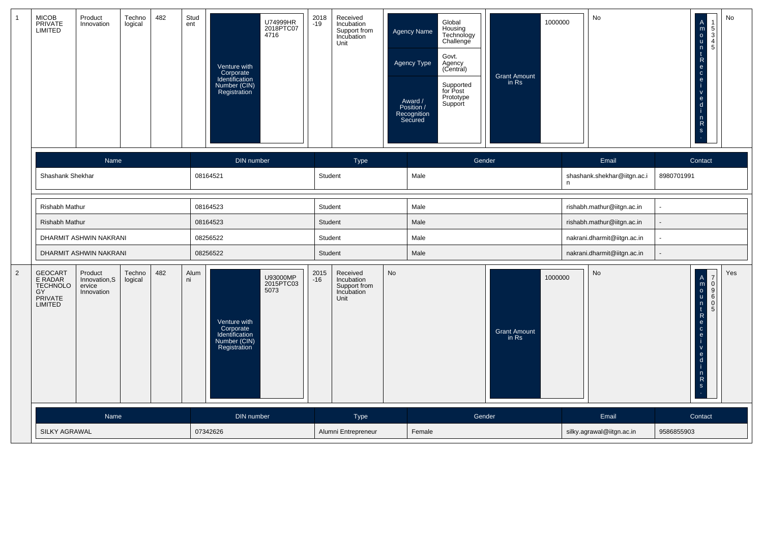| 1 | MICOB PRIVATE LIMITED | Product Innovation | Technological | 482 | Student | Venture with Corporate Identification Number (CIN) Registration | U74999HR2018PTC074716 | 2018-19 | Received Incubation Support from Incubation Unit | Agency Name: Global Housing Technology Challenge; Agency Type: Govt. Agency (Central); Award / Position / Recognition Secured: Supported for Post Prototype Support | Grant Amount in Rs | 1000000 | No | Amount Received in Rs. | 15345 | No |
|---|---|---|---|---|---|---|---|---|---|---|---|---|---|---|---|---|

| Name | DIN number | Type | Gender | Email | Contact |
|---|---|---|---|---|---|
| Shashank Shekhar | 08164521 | Student | Male | shashank.shekhar@iitgn.ac.in | 8980701991 |
| Rishabh Mathur | 08164523 | Student | Male | rishabh.mathur@iitgn.ac.in | - |
| Rishabh Mathur | 08164523 | Student | Male | rishabh.mathur@iitgn.ac.in | - |
| DHARMIT ASHWIN NAKRANI | 08256522 | Student | Male | nakrani.dharmit@iitgn.ac.in | - |
| DHARMIT ASHWIN NAKRANI | 08256522 | Student | Male | nakrani.dharmit@iitgn.ac.in | - |

| 2 | GEOCARTE RADAR TECHNOLOGY PRIVATE LIMITED | Product Innovation,Service Innovation | Technological | 482 | Alumni | Venture with Corporate Identification Number (CIN) Registration | U93000MP2015PTC035073 | 2015-16 | Received Incubation Support from Incubation Unit | No | Grant Amount in Rs | 1000000 | No | Amount Received in Rs. | 709605 | Yes |
|---|---|---|---|---|---|---|---|---|---|---|---|---|---|---|---|---|

| Name | DIN number | Type | Gender | Email | Contact |
|---|---|---|---|---|---|
| SILKY AGRAWAL | 07342626 | Alumni Entrepreneur | Female | silky.agrawal@iitgn.ac.in | 9586855903 |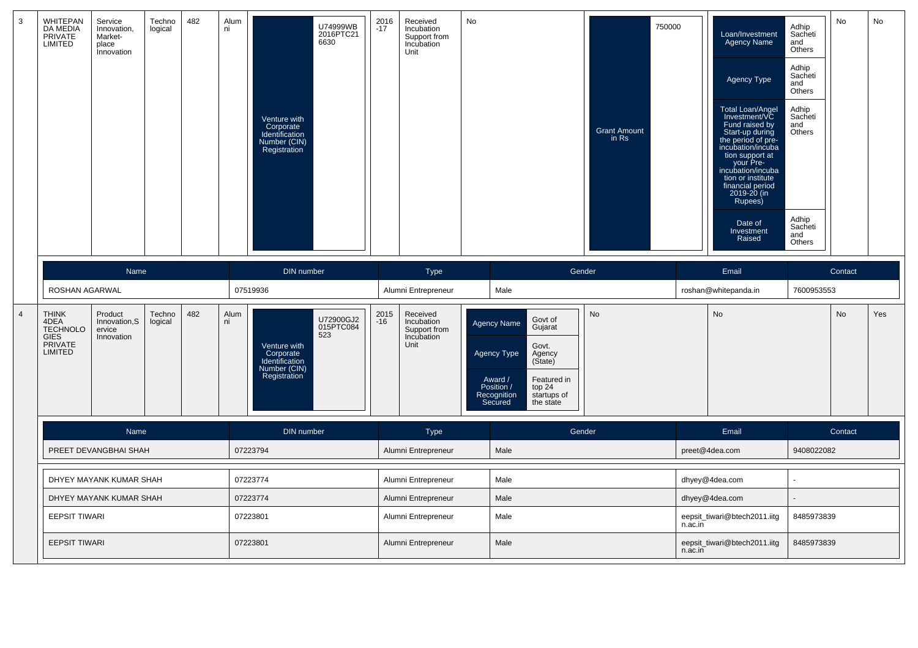| 3 | WHITEPANDA MEDIA PRIVATE LIMITED | Service Innovation, Market-place Innovation | Technological | 482 | Alumni | Venture with Corporate Identification Number (CIN) Registration: U74999WB2016PTC216630 | 2016-17 | Received Incubation Support from Incubation Unit | No | Grant Amount in Rs: 750000 | Loan/Investment Agency Name: Adhip Sacheti and Others; Agency Type: Adhip Sacheti and Others; Total Loan/Angel Investment/VC Fund raised by Start-up during the period of pre-incubation/incubation support at your Pre-incubation/incubation or institute financial period 2019-20 (in Rupees): Adhip Sacheti and Others; Date of Investment Raised: Adhip Sacheti and Others | No | No |
|---|---|---|---|---|---|---|---|---|---|---|---|---|---|

| Name | DIN number | Type | Gender | Email | Contact |
|---|---|---|---|---|---|
| ROSHAN AGARWAL | 07519936 | Alumni Entrepreneur | Male | roshan@whitepanda.in | 7600953553 |

| 4 | THINK 4DEA TECHNOLOGIES PRIVATE LIMITED | Product Innovation,Service Innovation | Technological | 482 | Alumni | Venture with Corporate Identification Number (CIN) Registration: U72900GJ2015PTC084523 | 2015-16 | Received Incubation Support from Incubation Unit | Agency Name: Govt of Gujarat; Agency Type: Govt. Agency (State); Award / Position / Recognition Secured: Featured in top 24 startups of the state | No | No | No | Yes |
|---|---|---|---|---|---|---|---|---|---|---|---|---|---|

| Name | DIN number | Type | Gender | Email | Contact |
|---|---|---|---|---|---|
| PREET DEVANGBHAI SHAH | 07223794 | Alumni Entrepreneur | Male | preet@4dea.com | 9408022082 |
| DHYEY MAYANK KUMAR SHAH | 07223774 | Alumni Entrepreneur | Male | dhyey@4dea.com | - |
| DHYEY MAYANK KUMAR SHAH | 07223774 | Alumni Entrepreneur | Male | dhyey@4dea.com | - |
| EEPSIT TIWARI | 07223801 | Alumni Entrepreneur | Male | eepsit_tiwari@btech2011.iitg n.ac.in | 8485973839 |
| EEPSIT TIWARI | 07223801 | Alumni Entrepreneur | Male | eepsit_tiwari@btech2011.iitg n.ac.in | 8485973839 |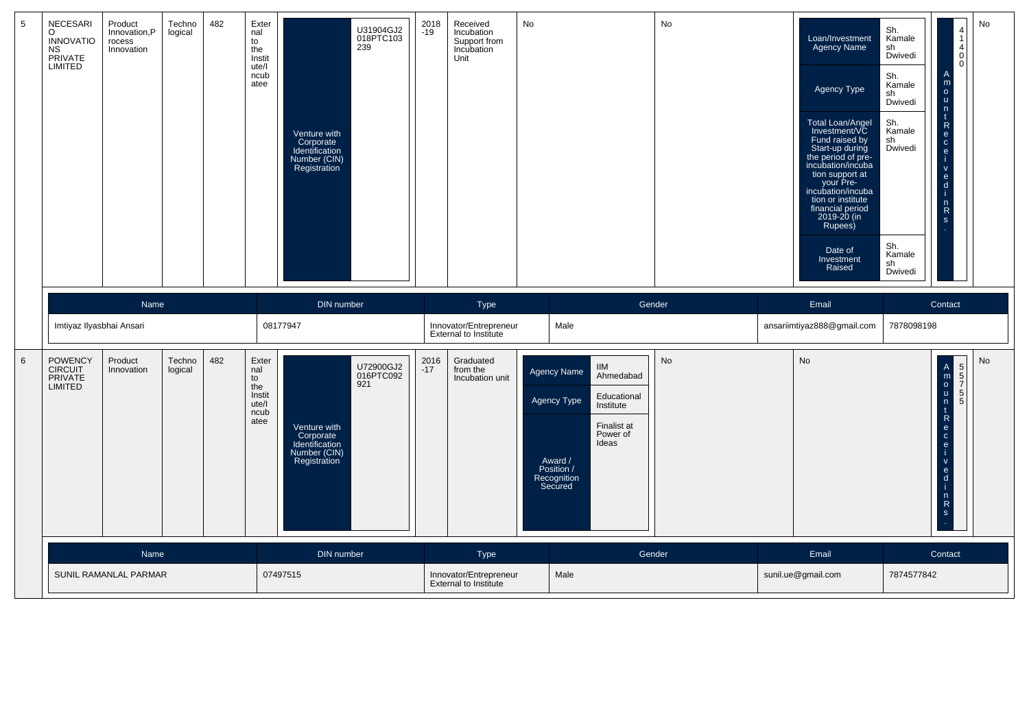| 5 | NECESARI O INNOVATIONS PRIVATE LIMITED | Product Innovation,Process Innovation | Technological | 482 | External to the Institute/Incubatee | Venture with Corporate Identification Number (CIN) Registration: U31904GJ2018PTC103239 | 2018-19 | Received Incubation Support from Incubation Unit | No | No | Loan/Investment Agency Name: Sh. Kamalesh Dwivedi; Agency Type: Sh. Kamalesh Dwivedi; Total Loan/Angel Investment/VC Fund raised by Start-up during the period of pre-incubation/incubation support at your Pre-incubation/incubation or institute financial period 2019-20 (in Rupees): Sh. Kamalesh Dwivedi; Date of Investment Raised: Sh. Kamalesh Dwivedi | Amount Received in Rs.: 414000 | No |
|---|---|---|---|---|---|---|---|---|---|---|---|---|---|

| Name | DIN number | Type | Gender | Email | Contact |
|---|---|---|---|---|---|
| Imtiyaz Ilyasbhai Ansari | 08177947 | Innovator/Entrepreneur External to Institute | Male | ansariimtiyaz888@gmail.com | 7878098198 |

| 6 | POWENCY CIRCUIT PRIVATE LIMITED | Product Innovation | Technological | 482 | External to the Institute/Incubatee | Venture with Corporate Identification Number (CIN) Registration: U72900GJ2016PTC092921 | 2016-17 | Graduated from the Incubation unit | Agency Name: IIM Ahmedabad; Agency Type: Educational Institute; Award / Position / Recognition Secured: Finalist at Power of Ideas | No | No | Amount Received in Rs.: 55755 | No |
|---|---|---|---|---|---|---|---|---|---|---|---|---|---|

| Name | DIN number | Type | Gender | Email | Contact |
|---|---|---|---|---|---|
| SUNIL RAMANLAL PARMAR | 07497515 | Innovator/Entrepreneur External to Institute | Male | sunil.ue@gmail.com | 7874577842 |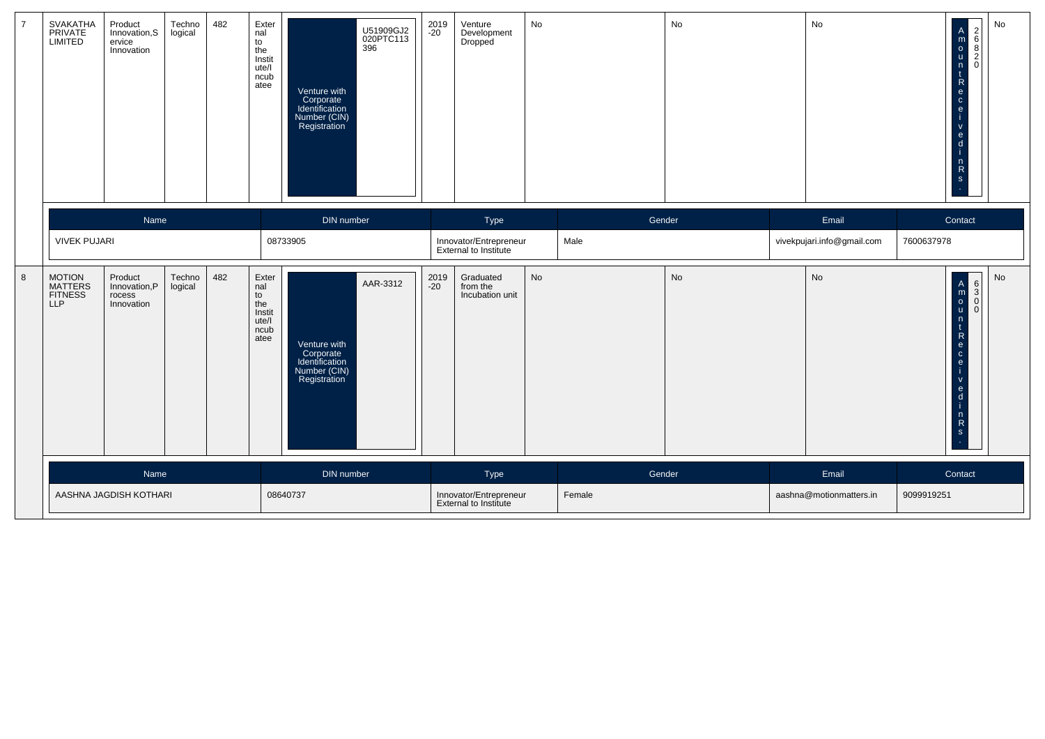| 7 | SVAKATHA PRIVATE LIMITED | Product Innovation,Service Innovation | Technological | 482 | External to the Institute/Incubatee | Venture with Corporate Identification Number (CIN) Registration | U51909GJ2020PTC113396 | 2019-20 | Venture Development Dropped | No | No | No | Amount Received in Rs. | 26820 | No |
|---|---|---|---|---|---|---|---|---|---|---|---|---|---|---|---|

| Name | DIN number | Type | Gender | Email | Contact |
|---|---|---|---|---|---|
| VIVEK PUJARI | 08733905 | Innovator/Entrepreneur External to Institute | Male | vivekpujari.info@gmail.com | 7600637978 |

| 8 | MOTION MATTERS FITNESS LLP | Product Innovation,Process Innovation | Technological | 482 | External to the Institute/Incubatee | Venture with Corporate Identification Number (CIN) Registration | AAR-3312 | 2019-20 | Graduated from the Incubation unit | No | No | No | Amount Received in Rs. | 6300 | No |
|---|---|---|---|---|---|---|---|---|---|---|---|---|---|---|---|

| Name | DIN number | Type | Gender | Email | Contact |
|---|---|---|---|---|---|
| AASHNA JAGDISH KOTHARI | 08640737 | Innovator/Entrepreneur External to Institute | Female | aashna@motionmatters.in | 9099919251 |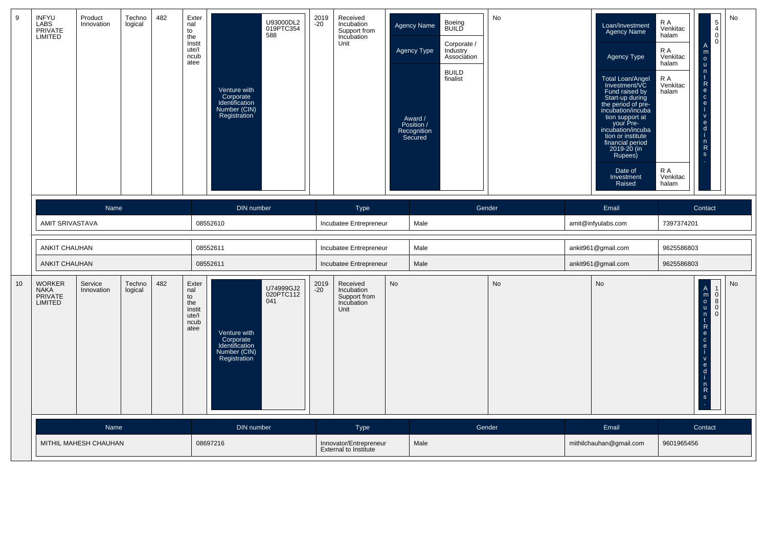| 9 | INFYU LABS PRIVATE LIMITED | Product Innovation | Technological | 482 | External to the Institute/Incubatee | Venture with Corporate Identification Number (CIN) Registration | U93000DL2019PTC354588 | 2019-20 | Received Incubation Support from Incubation Unit | Agency Name: Boeing BUILD; Agency Type: Corporate / Industry Association; Award / Position / Recognition Secured: BUILD finalist | No | Loan/Investment Agency Name: R A Venkitachalam; Agency Type: R A Venkitachalam; Total Loan/Angel Investment/VC Fund raised by Start-up during the period of pre-incubation/incubation support at your Pre-incubation/incubation or institute financial period 2019-20 (in Rupees): R A Venkitachalam; Date of Investment Raised: R A Venkitachalam | Amount Received in Rs.: 5400 | No |
|---|---|---|---|---|---|---|---|---|---|---|---|---|---|---|

| Name | DIN number | Type | Gender | Email | Contact |
|---|---|---|---|---|---|
| AMIT SRIVASTAVA | 08552610 | Incubatee Entrepreneur | Male | amit@infyulabs.com | 7397374201 |
| ANKIT CHAUHAN | 08552611 | Incubatee Entrepreneur | Male | ankit961@gmail.com | 9625586803 |
| ANKIT CHAUHAN | 08552611 | Incubatee Entrepreneur | Male | ankit961@gmail.com | 9625586803 |

| 10 | WORKER NAKA PRIVATE LIMITED | Service Innovation | Technological | 482 | External to the Institute/Incubatee | Venture with Corporate Identification Number (CIN) Registration | U74999GJ2020PTC112041 | 2019-20 | Received Incubation Support from Incubation Unit | No | No | No | Amount Received in Rs.: 10800 | No |
|---|---|---|---|---|---|---|---|---|---|---|---|---|---|---|

| Name | DIN number | Type | Gender | Email | Contact |
|---|---|---|---|---|---|
| MITHIL MAHESH CHAUHAN | 08697216 | Innovator/Entrepreneur External to Institute | Male | mithilchauhan@gmail.com | 9601965456 |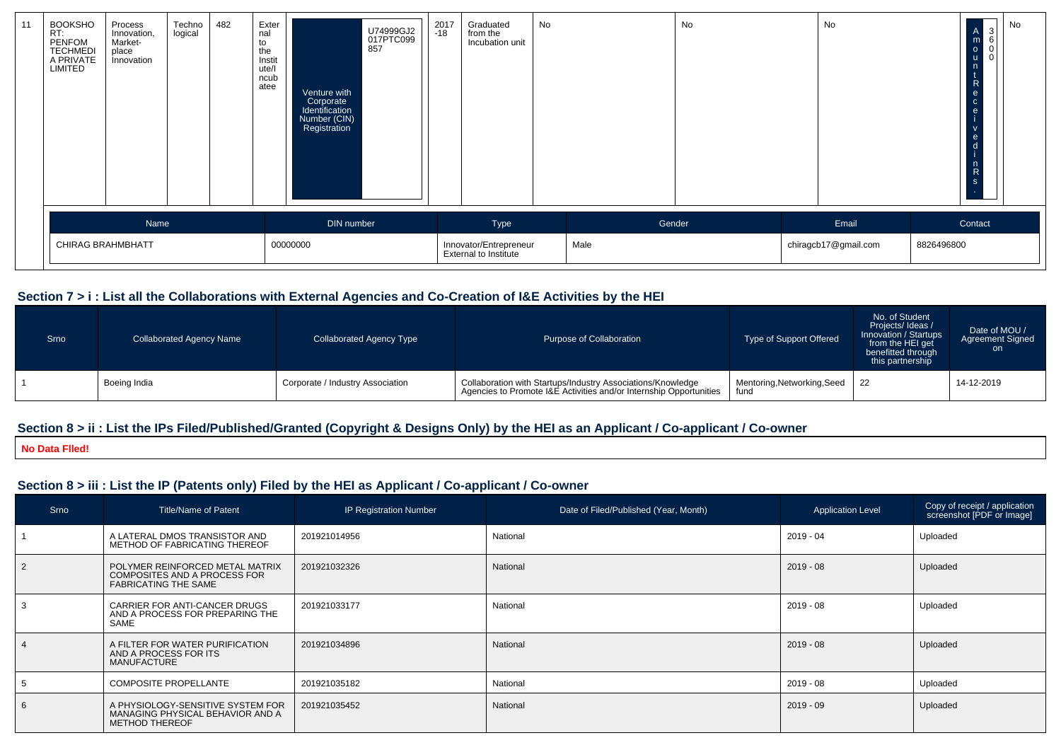| 11 | BOOKSHORT: PENFOM TECHMEDIA PRIVATE LIMITED | Process Innovation, Market-place Innovation | Technological | 482 | External to the Institute/Incubatee | Venture with Corporate Identification Number (CIN) Registration | U74999GJ2017PTC099857 | 2017-18 | Graduated from the Incubation unit | No | No | No | Amount Received in Rs. | 3600 | No |
|---|---|---|---|---|---|---|---|---|---|---|---|---|---|---|---|

| Name | DIN number | Type | Gender | Email | Contact |
|---|---|---|---|---|---|
| CHIRAG BRAHMBHATT | 00000000 | Innovator/Entrepreneur External to Institute | Male | chiragcb17@gmail.com | 8826496800 |

## Section 7 > i : List all the Collaborations with External Agencies and Co-Creation of I&E Activities by the HEI

| Srno | Collaborated Agency Name | Collaborated Agency Type | Purpose of Collaboration | Type of Support Offered | No. of Student Projects/ Ideas / Innovation / Startups from the HEI get benefitted through this partnership | Date of MOU / Agreement Signed on |
|---|---|---|---|---|---|---|
| 1 | Boeing India | Corporate / Industry Association | Collaboration with Startups/Industry Associations/Knowledge Agencies to Promote I&E Activities and/or Internship Opportunities | Mentoring,Networking,Seed fund | 22 | 14-12-2019 |

## Section 8 > ii : List the IPs Filed/Published/Granted (Copyright & Designs Only) by the HEI as an Applicant / Co-applicant / Co-owner

**No Data FIled!**

## Section 8 > iii : List the IP (Patents only) Filed by the HEI as Applicant / Co-applicant / Co-owner

| Srno | Title/Name of Patent | IP Registration Number | Date of Filed/Published (Year, Month) | Application Level | Copy of receipt / application screenshot [PDF or Image] |
|---|---|---|---|---|---|
| 1 | A LATERAL DMOS TRANSISTOR AND METHOD OF FABRICATING THEREOF | 201921014956 | National | 2019 - 04 | Uploaded |
| 2 | POLYMER REINFORCED METAL MATRIX COMPOSITES AND A PROCESS FOR FABRICATING THE SAME | 201921032326 | National | 2019 - 08 | Uploaded |
| 3 | CARRIER FOR ANTI-CANCER DRUGS AND A PROCESS FOR PREPARING THE SAME | 201921033177 | National | 2019 - 08 | Uploaded |
| 4 | A FILTER FOR WATER PURIFICATION AND A PROCESS FOR ITS MANUFACTURE | 201921034896 | National | 2019 - 08 | Uploaded |
| 5 | COMPOSITE PROPELLANTE | 201921035182 | National | 2019 - 08 | Uploaded |
| 6 | A PHYSIOLOGY-SENSITIVE SYSTEM FOR MANAGING PHYSICAL BEHAVIOR AND A METHOD THEREOF | 201921035452 | National | 2019 - 09 | Uploaded |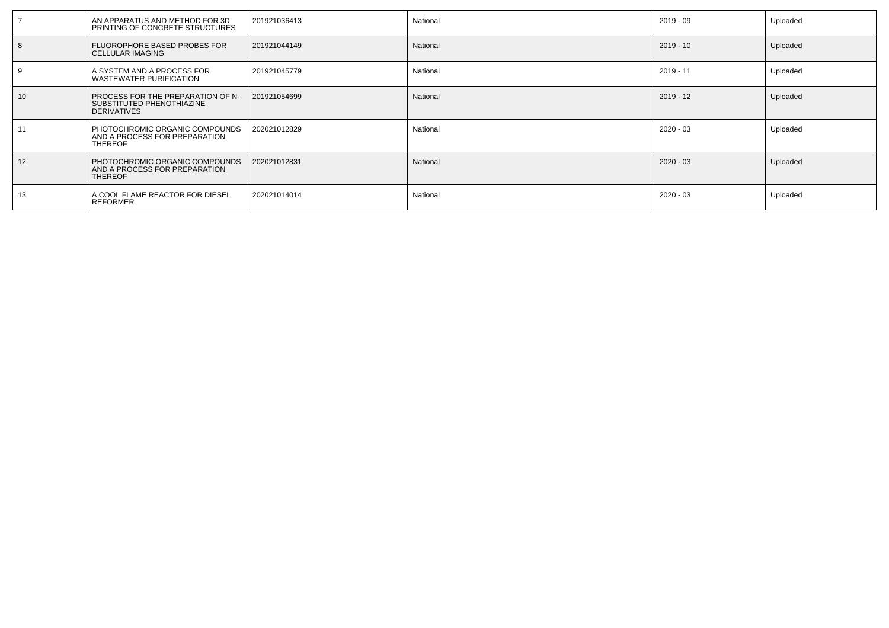| | | | | | |
|---|---|---|---|---|---|
| 7 | AN APPARATUS AND METHOD FOR 3D PRINTING OF CONCRETE STRUCTURES | 201921036413 | National | 2019 - 09 | Uploaded |
| 8 | FLUOROPHORE BASED PROBES FOR CELLULAR IMAGING | 201921044149 | National | 2019 - 10 | Uploaded |
| 9 | A SYSTEM AND A PROCESS FOR WASTEWATER PURIFICATION | 201921045779 | National | 2019 - 11 | Uploaded |
| 10 | PROCESS FOR THE PREPARATION OF N-SUBSTITUTED PHENOTHIAZINE DERIVATIVES | 201921054699 | National | 2019 - 12 | Uploaded |
| 11 | PHOTOCHROMIC ORGANIC COMPOUNDS AND A PROCESS FOR PREPARATION THEREOF | 202021012829 | National | 2020 - 03 | Uploaded |
| 12 | PHOTOCHROMIC ORGANIC COMPOUNDS AND A PROCESS FOR PREPARATION THEREOF | 202021012831 | National | 2020 - 03 | Uploaded |
| 13 | A COOL FLAME REACTOR FOR DIESEL REFORMER | 202021014014 | National | 2020 - 03 | Uploaded |